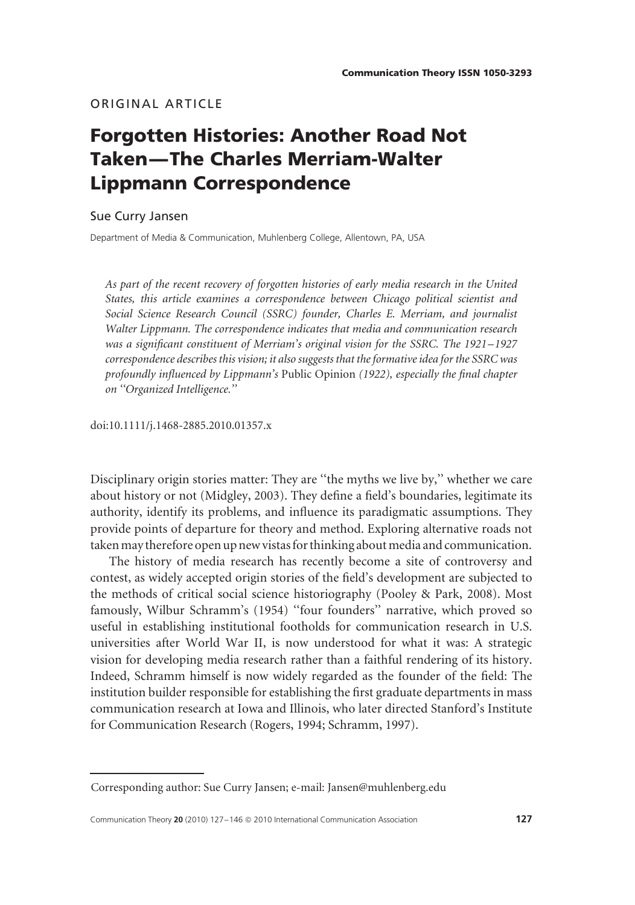ORIGINAL ARTICLE

# Forgotten Histories: Another Road Not Taken—The Charles Merriam-Walter Lippmann Correspondence

Sue Curry Jansen

Department of Media & Communication, Muhlenberg College, Allentown, PA, USA

*As part of the recent recovery of forgotten histories of early media research in the United States, this article examines a correspondence between Chicago political scientist and Social Science Research Council (SSRC) founder, Charles E. Merriam, and journalist Walter Lippmann. The correspondence indicates that media and communication research was a significant constituent of Merriam's original vision for the SSRC. The 1921–1927 correspondence describes this vision; it also suggests that the formative idea for the SSRC was profoundly influenced by Lippmann's* Public Opinion *(1922), especially the final chapter on ''Organized Intelligence.''*

doi:10.1111/j.1468-2885.2010.01357.x

Disciplinary origin stories matter: They are ''the myths we live by,'' whether we care about history or not (Midgley, 2003). They define a field's boundaries, legitimate its authority, identify its problems, and influence its paradigmatic assumptions. They provide points of departure for theory and method. Exploring alternative roads not taken may therefore open up new vistas for thinking about media and communication.

The history of media research has recently become a site of controversy and contest, as widely accepted origin stories of the field's development are subjected to the methods of critical social science historiography (Pooley & Park, 2008). Most famously, Wilbur Schramm's (1954) ''four founders'' narrative, which proved so useful in establishing institutional footholds for communication research in U.S. universities after World War II, is now understood for what it was: A strategic vision for developing media research rather than a faithful rendering of its history. Indeed, Schramm himself is now widely regarded as the founder of the field: The institution builder responsible for establishing the first graduate departments in mass communication research at Iowa and Illinois, who later directed Stanford's Institute for Communication Research (Rogers, 1994; Schramm, 1997).

Corresponding author: Sue Curry Jansen; e-mail: Jansen@muhlenberg.edu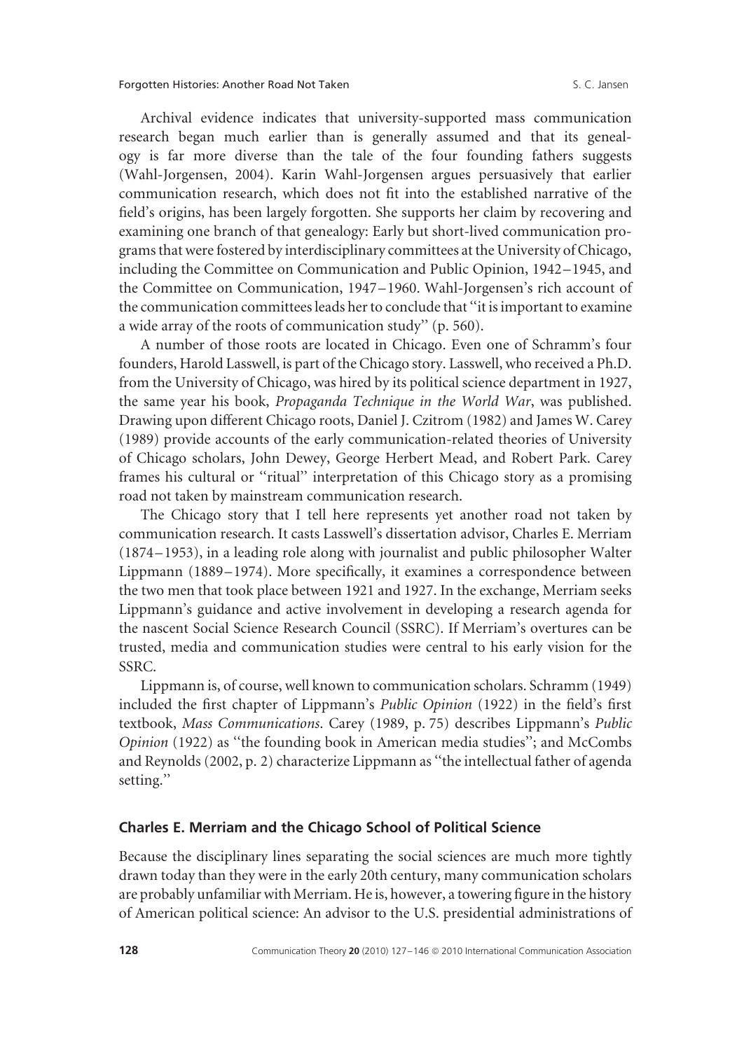Archival evidence indicates that university-supported mass communication research began much earlier than is generally assumed and that its genealogy is far more diverse than the tale of the four founding fathers suggests (Wahl-Jorgensen, 2004). Karin Wahl-Jorgensen argues persuasively that earlier communication research, which does not fit into the established narrative of the field's origins, has been largely forgotten. She supports her claim by recovering and examining one branch of that genealogy: Early but short-lived communication programs that were fostered by interdisciplinary committees at the University of Chicago, including the Committee on Communication and Public Opinion, 1942–1945, and the Committee on Communication, 1947–1960. Wahl-Jorgensen's rich account of the communication committees leads her to conclude that "it is important to examine a wide array of the roots of communication study" (p. 560).

A number of those roots are located in Chicago. Even one of Schramm's four founders, Harold Lasswell, is part of the Chicago story. Lasswell, who received a Ph.D. from the University of Chicago, was hired by its political science department in 1927, the same year his book, *Propaganda Technique in the World War*, was published. Drawing upon different Chicago roots, Daniel J. Czitrom (1982) and James W. Carey (1989) provide accounts of the early communication-related theories of University of Chicago scholars, John Dewey, George Herbert Mead, and Robert Park. Carey frames his cultural or "ritual" interpretation of this Chicago story as a promising road not taken by mainstream communication research.

The Chicago story that I tell here represents yet another road not taken by communication research. It casts Lasswell's dissertation advisor, Charles E. Merriam (1874–1953), in a leading role along with journalist and public philosopher Walter Lippmann (1889–1974). More specifically, it examines a correspondence between the two men that took place between 1921 and 1927. In the exchange, Merriam seeks Lippmann's guidance and active involvement in developing a research agenda for the nascent Social Science Research Council (SSRC). If Merriam's overtures can be trusted, media and communication studies were central to his early vision for the SSRC.

Lippmann is, of course, well known to communication scholars. Schramm (1949) included the first chapter of Lippmann's *Public Opinion* (1922) in the field's first textbook, *Mass Communications*. Carey (1989, p. 75) describes Lippmann's *Public Opinion* (1922) as "the founding book in American media studies"; and McCombs and Reynolds (2002, p. 2) characterize Lippmann as "the intellectual father of agenda setting."

## Charles E. Merriam and the Chicago School of Political Science

Because the disciplinary lines separating the social sciences are much more tightly drawn today than they were in the early 20th century, many communication scholars are probably unfamiliar with Merriam. He is, however, a towering figure in the history of American political science: An advisor to the U.S. presidential administrations of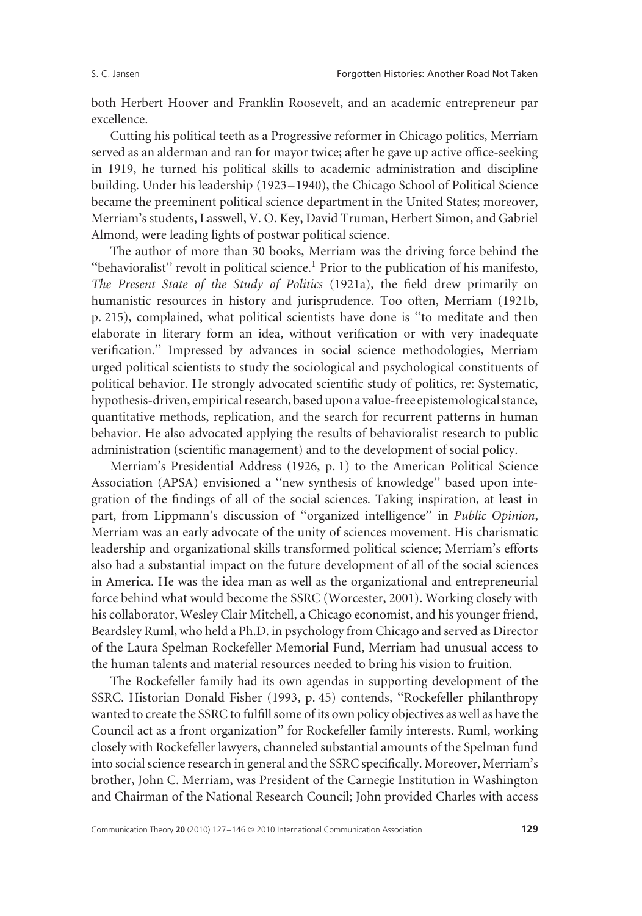both Herbert Hoover and Franklin Roosevelt, and an academic entrepreneur par excellence.

Cutting his political teeth as a Progressive reformer in Chicago politics, Merriam served as an alderman and ran for mayor twice; after he gave up active office-seeking in 1919, he turned his political skills to academic administration and discipline building. Under his leadership (1923–1940), the Chicago School of Political Science became the preeminent political science department in the United States; moreover, Merriam's students, Lasswell, V. O. Key, David Truman, Herbert Simon, and Gabriel Almond, were leading lights of postwar political science.

The author of more than 30 books, Merriam was the driving force behind the ''behavioralist'' revolt in political science.[1] Prior to the publication of his manifesto, *The Present State of the Study of Politics* (1921a), the field drew primarily on humanistic resources in history and jurisprudence. Too often, Merriam (1921b, p. 215), complained, what political scientists have done is ''to meditate and then elaborate in literary form an idea, without verification or with very inadequate verification.'' Impressed by advances in social science methodologies, Merriam urged political scientists to study the sociological and psychological constituents of political behavior. He strongly advocated scientific study of politics, re: Systematic, hypothesis-driven, empirical research, based upon a value-free epistemological stance, quantitative methods, replication, and the search for recurrent patterns in human behavior. He also advocated applying the results of behavioralist research to public administration (scientific management) and to the development of social policy.

Merriam's Presidential Address (1926, p. 1) to the American Political Science Association (APSA) envisioned a ''new synthesis of knowledge'' based upon integration of the findings of all of the social sciences. Taking inspiration, at least in part, from Lippmann's discussion of ''organized intelligence'' in *Public Opinion*, Merriam was an early advocate of the unity of sciences movement. His charismatic leadership and organizational skills transformed political science; Merriam's efforts also had a substantial impact on the future development of all of the social sciences in America. He was the idea man as well as the organizational and entrepreneurial force behind what would become the SSRC (Worcester, 2001). Working closely with his collaborator, Wesley Clair Mitchell, a Chicago economist, and his younger friend, Beardsley Ruml, who held a Ph.D. in psychology from Chicago and served as Director of the Laura Spelman Rockefeller Memorial Fund, Merriam had unusual access to the human talents and material resources needed to bring his vision to fruition.

The Rockefeller family had its own agendas in supporting development of the SSRC. Historian Donald Fisher (1993, p. 45) contends, ''Rockefeller philanthropy wanted to create the SSRC to fulfill some of its own policy objectives as well as have the Council act as a front organization'' for Rockefeller family interests. Ruml, working closely with Rockefeller lawyers, channeled substantial amounts of the Spelman fund into social science research in general and the SSRC specifically. Moreover, Merriam's brother, John C. Merriam, was President of the Carnegie Institution in Washington and Chairman of the National Research Council; John provided Charles with access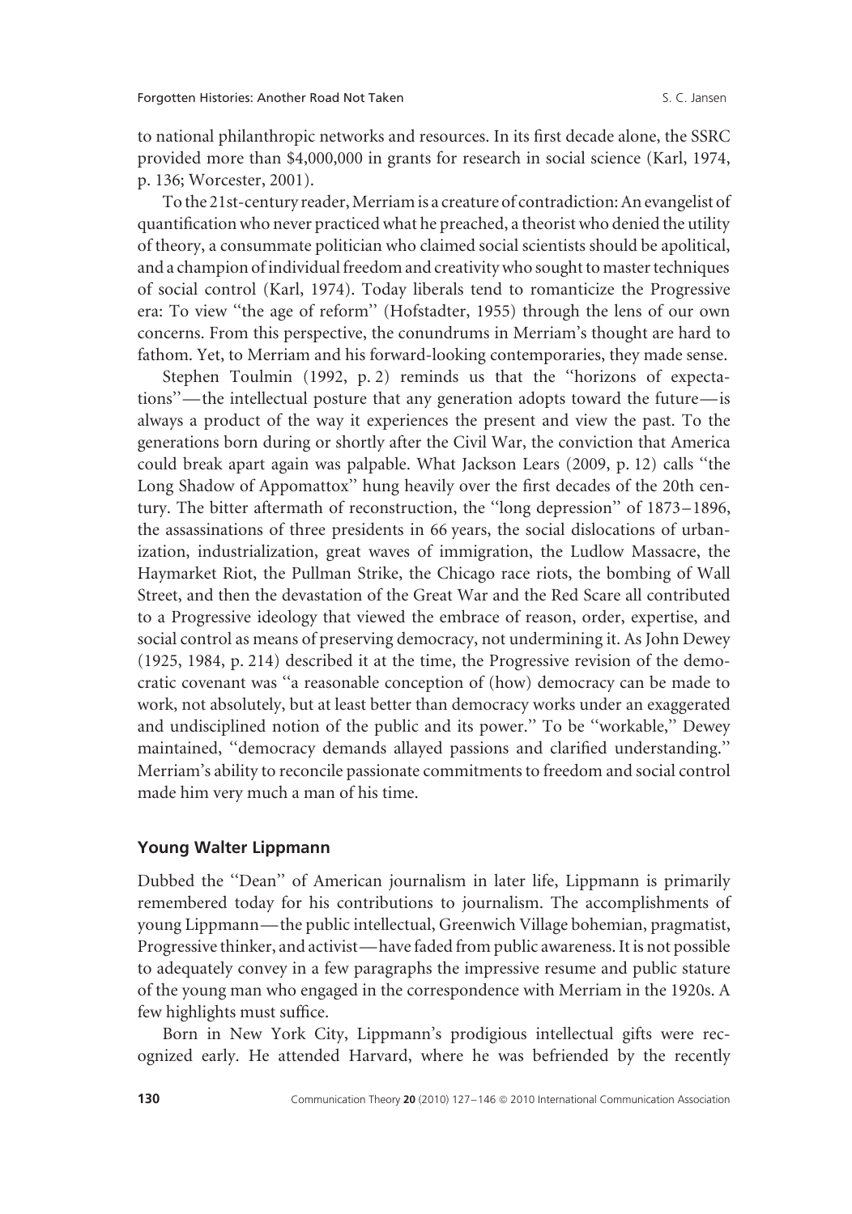to national philanthropic networks and resources. In its first decade alone, the SSRC provided more than $4,000,000 in grants for research in social science (Karl, 1974, p. 136; Worcester, 2001).

To the 21st-century reader, Merriam is a creature of contradiction: An evangelist of quantification who never practiced what he preached, a theorist who denied the utility of theory, a consummate politician who claimed social scientists should be apolitical, and a champion of individual freedom and creativity who sought to master techniques of social control (Karl, 1974). Today liberals tend to romanticize the Progressive era: To view ''the age of reform'' (Hofstadter, 1955) through the lens of our own concerns. From this perspective, the conundrums in Merriam's thought are hard to fathom. Yet, to Merriam and his forward-looking contemporaries, they made sense.

Stephen Toulmin (1992, p. 2) reminds us that the ''horizons of expectations''—the intellectual posture that any generation adopts toward the future—is always a product of the way it experiences the present and view the past. To the generations born during or shortly after the Civil War, the conviction that America could break apart again was palpable. What Jackson Lears (2009, p. 12) calls ''the Long Shadow of Appomattox'' hung heavily over the first decades of the 20th century. The bitter aftermath of reconstruction, the ''long depression'' of 1873–1896, the assassinations of three presidents in 66 years, the social dislocations of urbanization, industrialization, great waves of immigration, the Ludlow Massacre, the Haymarket Riot, the Pullman Strike, the Chicago race riots, the bombing of Wall Street, and then the devastation of the Great War and the Red Scare all contributed to a Progressive ideology that viewed the embrace of reason, order, expertise, and social control as means of preserving democracy, not undermining it. As John Dewey (1925, 1984, p. 214) described it at the time, the Progressive revision of the democratic covenant was ''a reasonable conception of (how) democracy can be made to work, not absolutely, but at least better than democracy works under an exaggerated and undisciplined notion of the public and its power.'' To be ''workable,'' Dewey maintained, ''democracy demands allayed passions and clarified understanding.'' Merriam's ability to reconcile passionate commitments to freedom and social control made him very much a man of his time.

## Young Walter Lippmann

Dubbed the ''Dean'' of American journalism in later life, Lippmann is primarily remembered today for his contributions to journalism. The accomplishments of young Lippmann—the public intellectual, Greenwich Village bohemian, pragmatist, Progressive thinker, and activist—have faded from public awareness. It is not possible to adequately convey in a few paragraphs the impressive resume and public stature of the young man who engaged in the correspondence with Merriam in the 1920s. A few highlights must suffice.

Born in New York City, Lippmann's prodigious intellectual gifts were recognized early. He attended Harvard, where he was befriended by the recently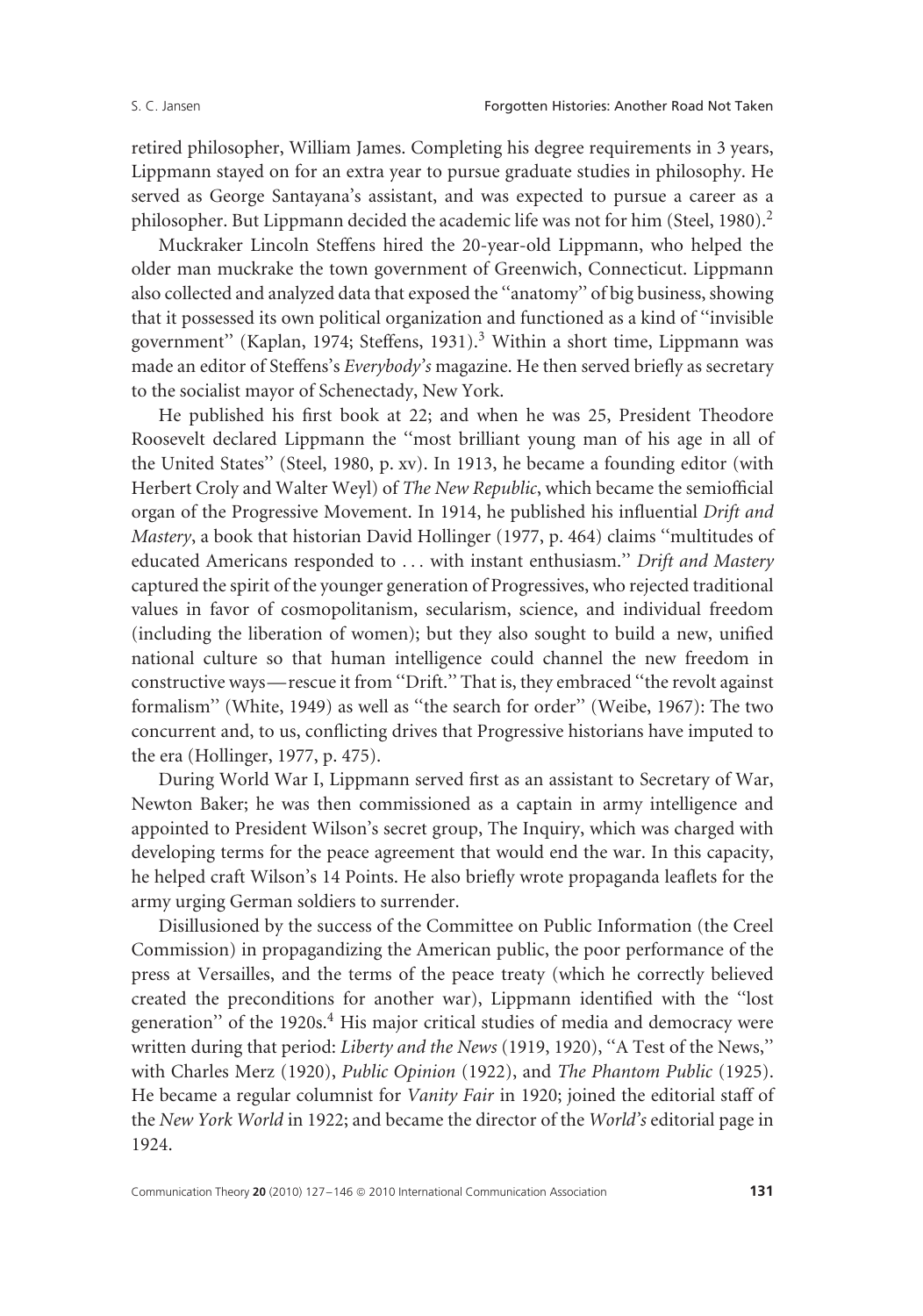retired philosopher, William James. Completing his degree requirements in 3 years, Lippmann stayed on for an extra year to pursue graduate studies in philosophy. He served as George Santayana's assistant, and was expected to pursue a career as a philosopher. But Lippmann decided the academic life was not for him (Steel, 1980).[2]

Muckraker Lincoln Steffens hired the 20-year-old Lippmann, who helped the older man muckrake the town government of Greenwich, Connecticut. Lippmann also collected and analyzed data that exposed the ''anatomy'' of big business, showing that it possessed its own political organization and functioned as a kind of ''invisible government'' (Kaplan, 1974; Steffens, 1931).[3] Within a short time, Lippmann was made an editor of Steffens's *Everybody's* magazine. He then served briefly as secretary to the socialist mayor of Schenectady, New York.

He published his first book at 22; and when he was 25, President Theodore Roosevelt declared Lippmann the ''most brilliant young man of his age in all of the United States'' (Steel, 1980, p. xv). In 1913, he became a founding editor (with Herbert Croly and Walter Weyl) of *The New Republic*, which became the semiofficial organ of the Progressive Movement. In 1914, he published his influential *Drift and Mastery*, a book that historian David Hollinger (1977, p. 464) claims ''multitudes of educated Americans responded to . . . with instant enthusiasm.'' *Drift and Mastery* captured the spirit of the younger generation of Progressives, who rejected traditional values in favor of cosmopolitanism, secularism, science, and individual freedom (including the liberation of women); but they also sought to build a new, unified national culture so that human intelligence could channel the new freedom in constructive ways—rescue it from ''Drift.'' That is, they embraced ''the revolt against formalism'' (White, 1949) as well as ''the search for order'' (Weibe, 1967): The two concurrent and, to us, conflicting drives that Progressive historians have imputed to the era (Hollinger, 1977, p. 475).

During World War I, Lippmann served first as an assistant to Secretary of War, Newton Baker; he was then commissioned as a captain in army intelligence and appointed to President Wilson's secret group, The Inquiry, which was charged with developing terms for the peace agreement that would end the war. In this capacity, he helped craft Wilson's 14 Points. He also briefly wrote propaganda leaflets for the army urging German soldiers to surrender.

Disillusioned by the success of the Committee on Public Information (the Creel Commission) in propagandizing the American public, the poor performance of the press at Versailles, and the terms of the peace treaty (which he correctly believed created the preconditions for another war), Lippmann identified with the ''lost generation'' of the 1920s.[4] His major critical studies of media and democracy were written during that period: *Liberty and the News* (1919, 1920), ''A Test of the News,'' with Charles Merz (1920), *Public Opinion* (1922), and *The Phantom Public* (1925). He became a regular columnist for *Vanity Fair* in 1920; joined the editorial staff of the *New York World* in 1922; and became the director of the *World's* editorial page in 1924.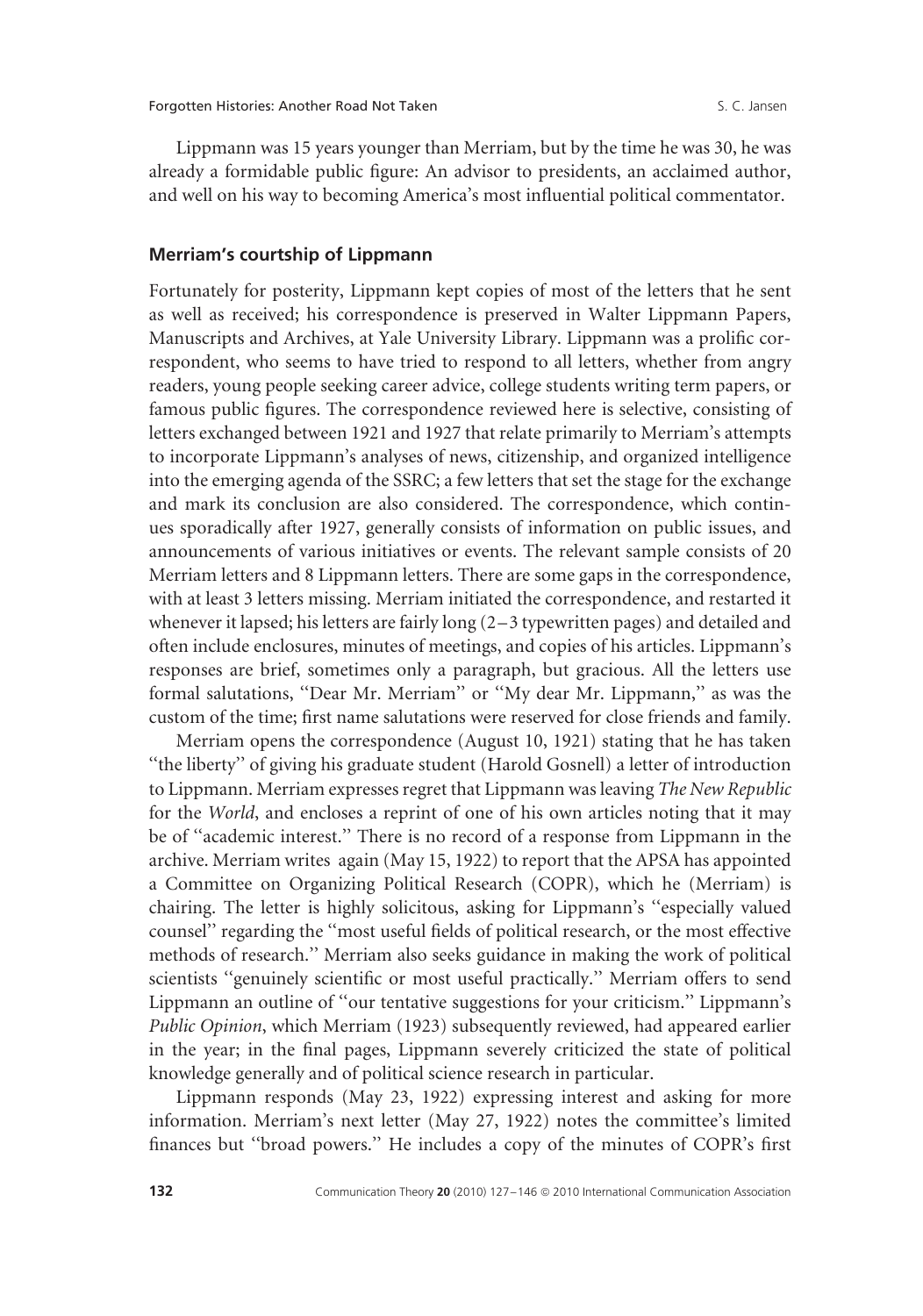Lippmann was 15 years younger than Merriam, but by the time he was 30, he was already a formidable public figure: An advisor to presidents, an acclaimed author, and well on his way to becoming America's most influential political commentator.

### Merriam's courtship of Lippmann

Fortunately for posterity, Lippmann kept copies of most of the letters that he sent as well as received; his correspondence is preserved in Walter Lippmann Papers, Manuscripts and Archives, at Yale University Library. Lippmann was a prolific correspondent, who seems to have tried to respond to all letters, whether from angry readers, young people seeking career advice, college students writing term papers, or famous public figures. The correspondence reviewed here is selective, consisting of letters exchanged between 1921 and 1927 that relate primarily to Merriam's attempts to incorporate Lippmann's analyses of news, citizenship, and organized intelligence into the emerging agenda of the SSRC; a few letters that set the stage for the exchange and mark its conclusion are also considered. The correspondence, which continues sporadically after 1927, generally consists of information on public issues, and announcements of various initiatives or events. The relevant sample consists of 20 Merriam letters and 8 Lippmann letters. There are some gaps in the correspondence, with at least 3 letters missing. Merriam initiated the correspondence, and restarted it whenever it lapsed; his letters are fairly long (2–3 typewritten pages) and detailed and often include enclosures, minutes of meetings, and copies of his articles. Lippmann's responses are brief, sometimes only a paragraph, but gracious. All the letters use formal salutations, "Dear Mr. Merriam" or "My dear Mr. Lippmann," as was the custom of the time; first name salutations were reserved for close friends and family.

Merriam opens the correspondence (August 10, 1921) stating that he has taken "the liberty" of giving his graduate student (Harold Gosnell) a letter of introduction to Lippmann. Merriam expresses regret that Lippmann was leaving *The New Republic* for the *World*, and encloses a reprint of one of his own articles noting that it may be of "academic interest." There is no record of a response from Lippmann in the archive. Merriam writes again (May 15, 1922) to report that the APSA has appointed a Committee on Organizing Political Research (COPR), which he (Merriam) is chairing. The letter is highly solicitous, asking for Lippmann's "especially valued counsel" regarding the "most useful fields of political research, or the most effective methods of research." Merriam also seeks guidance in making the work of political scientists "genuinely scientific or most useful practically." Merriam offers to send Lippmann an outline of "our tentative suggestions for your criticism." Lippmann's *Public Opinion*, which Merriam (1923) subsequently reviewed, had appeared earlier in the year; in the final pages, Lippmann severely criticized the state of political knowledge generally and of political science research in particular.

Lippmann responds (May 23, 1922) expressing interest and asking for more information. Merriam's next letter (May 27, 1922) notes the committee's limited finances but "broad powers." He includes a copy of the minutes of COPR's first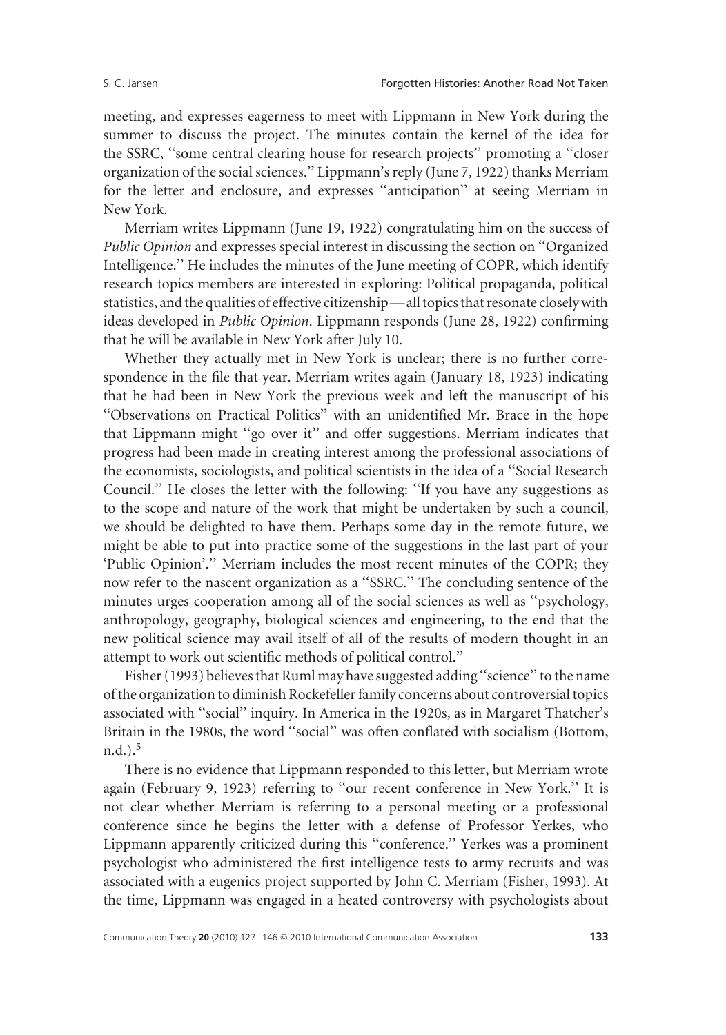meeting, and expresses eagerness to meet with Lippmann in New York during the summer to discuss the project. The minutes contain the kernel of the idea for the SSRC, ''some central clearing house for research projects'' promoting a ''closer organization of the social sciences.'' Lippmann's reply (June 7, 1922) thanks Merriam for the letter and enclosure, and expresses ''anticipation'' at seeing Merriam in New York.

Merriam writes Lippmann (June 19, 1922) congratulating him on the success of *Public Opinion* and expresses special interest in discussing the section on ''Organized Intelligence.'' He includes the minutes of the June meeting of COPR, which identify research topics members are interested in exploring: Political propaganda, political statistics, and the qualities of effective citizenship—all topics that resonate closely with ideas developed in *Public Opinion*. Lippmann responds (June 28, 1922) confirming that he will be available in New York after July 10.

Whether they actually met in New York is unclear; there is no further correspondence in the file that year. Merriam writes again (January 18, 1923) indicating that he had been in New York the previous week and left the manuscript of his ''Observations on Practical Politics'' with an unidentified Mr. Brace in the hope that Lippmann might ''go over it'' and offer suggestions. Merriam indicates that progress had been made in creating interest among the professional associations of the economists, sociologists, and political scientists in the idea of a ''Social Research Council.'' He closes the letter with the following: ''If you have any suggestions as to the scope and nature of the work that might be undertaken by such a council, we should be delighted to have them. Perhaps some day in the remote future, we might be able to put into practice some of the suggestions in the last part of your 'Public Opinion'.'' Merriam includes the most recent minutes of the COPR; they now refer to the nascent organization as a ''SSRC.'' The concluding sentence of the minutes urges cooperation among all of the social sciences as well as ''psychology, anthropology, geography, biological sciences and engineering, to the end that the new political science may avail itself of all of the results of modern thought in an attempt to work out scientific methods of political control.''

Fisher (1993) believes that Ruml may have suggested adding ''science'' to the name of the organization to diminish Rockefeller family concerns about controversial topics associated with ''social'' inquiry. In America in the 1920s, as in Margaret Thatcher's Britain in the 1980s, the word ''social'' was often conflated with socialism (Bottom, n.d.).[5]

There is no evidence that Lippmann responded to this letter, but Merriam wrote again (February 9, 1923) referring to ''our recent conference in New York.'' It is not clear whether Merriam is referring to a personal meeting or a professional conference since he begins the letter with a defense of Professor Yerkes, who Lippmann apparently criticized during this ''conference.'' Yerkes was a prominent psychologist who administered the first intelligence tests to army recruits and was associated with a eugenics project supported by John C. Merriam (Fisher, 1993). At the time, Lippmann was engaged in a heated controversy with psychologists about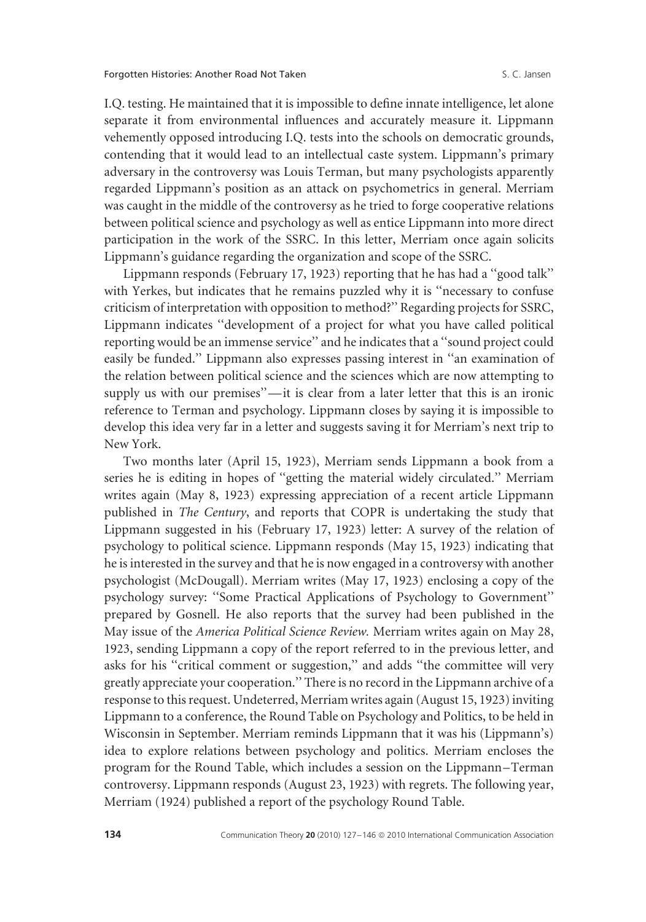I.Q. testing. He maintained that it is impossible to define innate intelligence, let alone separate it from environmental influences and accurately measure it. Lippmann vehemently opposed introducing I.Q. tests into the schools on democratic grounds, contending that it would lead to an intellectual caste system. Lippmann's primary adversary in the controversy was Louis Terman, but many psychologists apparently regarded Lippmann's position as an attack on psychometrics in general. Merriam was caught in the middle of the controversy as he tried to forge cooperative relations between political science and psychology as well as entice Lippmann into more direct participation in the work of the SSRC. In this letter, Merriam once again solicits Lippmann's guidance regarding the organization and scope of the SSRC.

Lippmann responds (February 17, 1923) reporting that he has had a ''good talk'' with Yerkes, but indicates that he remains puzzled why it is ''necessary to confuse criticism of interpretation with opposition to method?'' Regarding projects for SSRC, Lippmann indicates ''development of a project for what you have called political reporting would be an immense service'' and he indicates that a ''sound project could easily be funded.'' Lippmann also expresses passing interest in ''an examination of the relation between political science and the sciences which are now attempting to supply us with our premises''—it is clear from a later letter that this is an ironic reference to Terman and psychology. Lippmann closes by saying it is impossible to develop this idea very far in a letter and suggests saving it for Merriam's next trip to New York.

Two months later (April 15, 1923), Merriam sends Lippmann a book from a series he is editing in hopes of ''getting the material widely circulated.'' Merriam writes again (May 8, 1923) expressing appreciation of a recent article Lippmann published in *The Century*, and reports that COPR is undertaking the study that Lippmann suggested in his (February 17, 1923) letter: A survey of the relation of psychology to political science. Lippmann responds (May 15, 1923) indicating that he is interested in the survey and that he is now engaged in a controversy with another psychologist (McDougall). Merriam writes (May 17, 1923) enclosing a copy of the psychology survey: ''Some Practical Applications of Psychology to Government'' prepared by Gosnell. He also reports that the survey had been published in the May issue of the *America Political Science Review.* Merriam writes again on May 28, 1923, sending Lippmann a copy of the report referred to in the previous letter, and asks for his ''critical comment or suggestion,'' and adds ''the committee will very greatly appreciate your cooperation.'' There is no record in the Lippmann archive of a response to this request. Undeterred, Merriam writes again (August 15, 1923) inviting Lippmann to a conference, the Round Table on Psychology and Politics, to be held in Wisconsin in September. Merriam reminds Lippmann that it was his (Lippmann's) idea to explore relations between psychology and politics. Merriam encloses the program for the Round Table, which includes a session on the Lippmann–Terman controversy. Lippmann responds (August 23, 1923) with regrets. The following year, Merriam (1924) published a report of the psychology Round Table.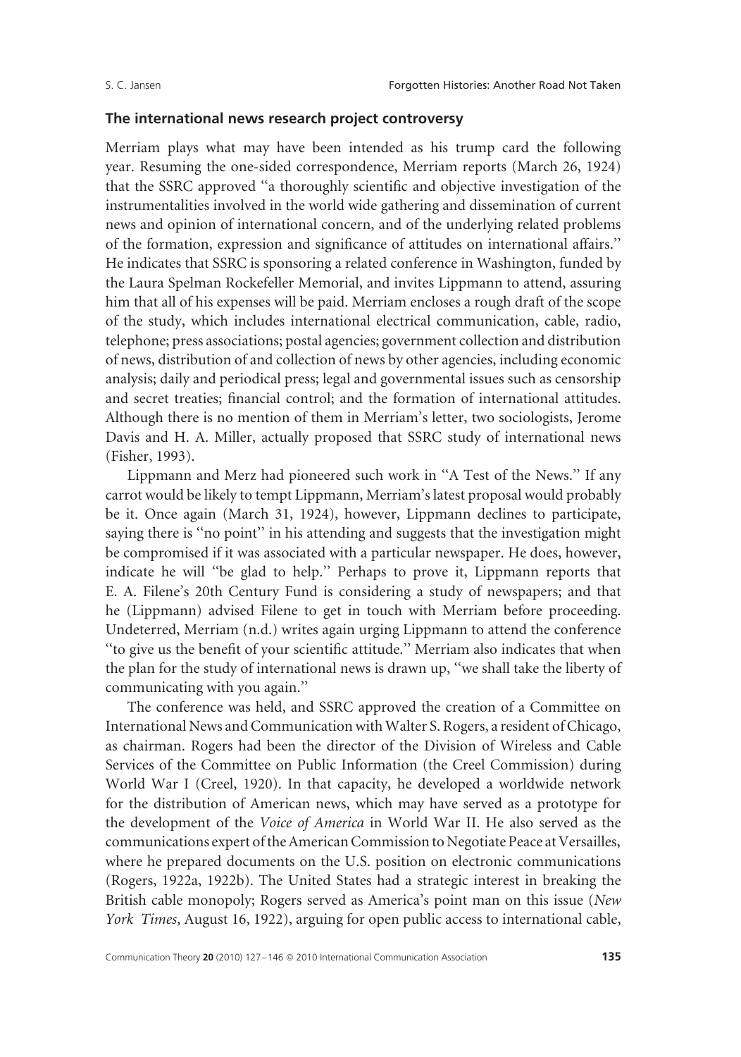## The international news research project controversy

Merriam plays what may have been intended as his trump card the following year. Resuming the one-sided correspondence, Merriam reports (March 26, 1924) that the SSRC approved ''a thoroughly scientific and objective investigation of the instrumentalities involved in the world wide gathering and dissemination of current news and opinion of international concern, and of the underlying related problems of the formation, expression and significance of attitudes on international affairs.'' He indicates that SSRC is sponsoring a related conference in Washington, funded by the Laura Spelman Rockefeller Memorial, and invites Lippmann to attend, assuring him that all of his expenses will be paid. Merriam encloses a rough draft of the scope of the study, which includes international electrical communication, cable, radio, telephone; press associations; postal agencies; government collection and distribution of news, distribution of and collection of news by other agencies, including economic analysis; daily and periodical press; legal and governmental issues such as censorship and secret treaties; financial control; and the formation of international attitudes. Although there is no mention of them in Merriam's letter, two sociologists, Jerome Davis and H. A. Miller, actually proposed that SSRC study of international news (Fisher, 1993).

Lippmann and Merz had pioneered such work in ''A Test of the News.'' If any carrot would be likely to tempt Lippmann, Merriam's latest proposal would probably be it. Once again (March 31, 1924), however, Lippmann declines to participate, saying there is ''no point'' in his attending and suggests that the investigation might be compromised if it was associated with a particular newspaper. He does, however, indicate he will ''be glad to help.'' Perhaps to prove it, Lippmann reports that E. A. Filene's 20th Century Fund is considering a study of newspapers; and that he (Lippmann) advised Filene to get in touch with Merriam before proceeding. Undeterred, Merriam (n.d.) writes again urging Lippmann to attend the conference ''to give us the benefit of your scientific attitude.'' Merriam also indicates that when the plan for the study of international news is drawn up, ''we shall take the liberty of communicating with you again.''

The conference was held, and SSRC approved the creation of a Committee on International News and Communication with Walter S. Rogers, a resident of Chicago, as chairman. Rogers had been the director of the Division of Wireless and Cable Services of the Committee on Public Information (the Creel Commission) during World War I (Creel, 1920). In that capacity, he developed a worldwide network for the distribution of American news, which may have served as a prototype for the development of the *Voice of America* in World War II. He also served as the communications expert of the American Commission to Negotiate Peace at Versailles, where he prepared documents on the U.S. position on electronic communications (Rogers, 1922a, 1922b). The United States had a strategic interest in breaking the British cable monopoly; Rogers served as America's point man on this issue (*New York Times*, August 16, 1922), arguing for open public access to international cable,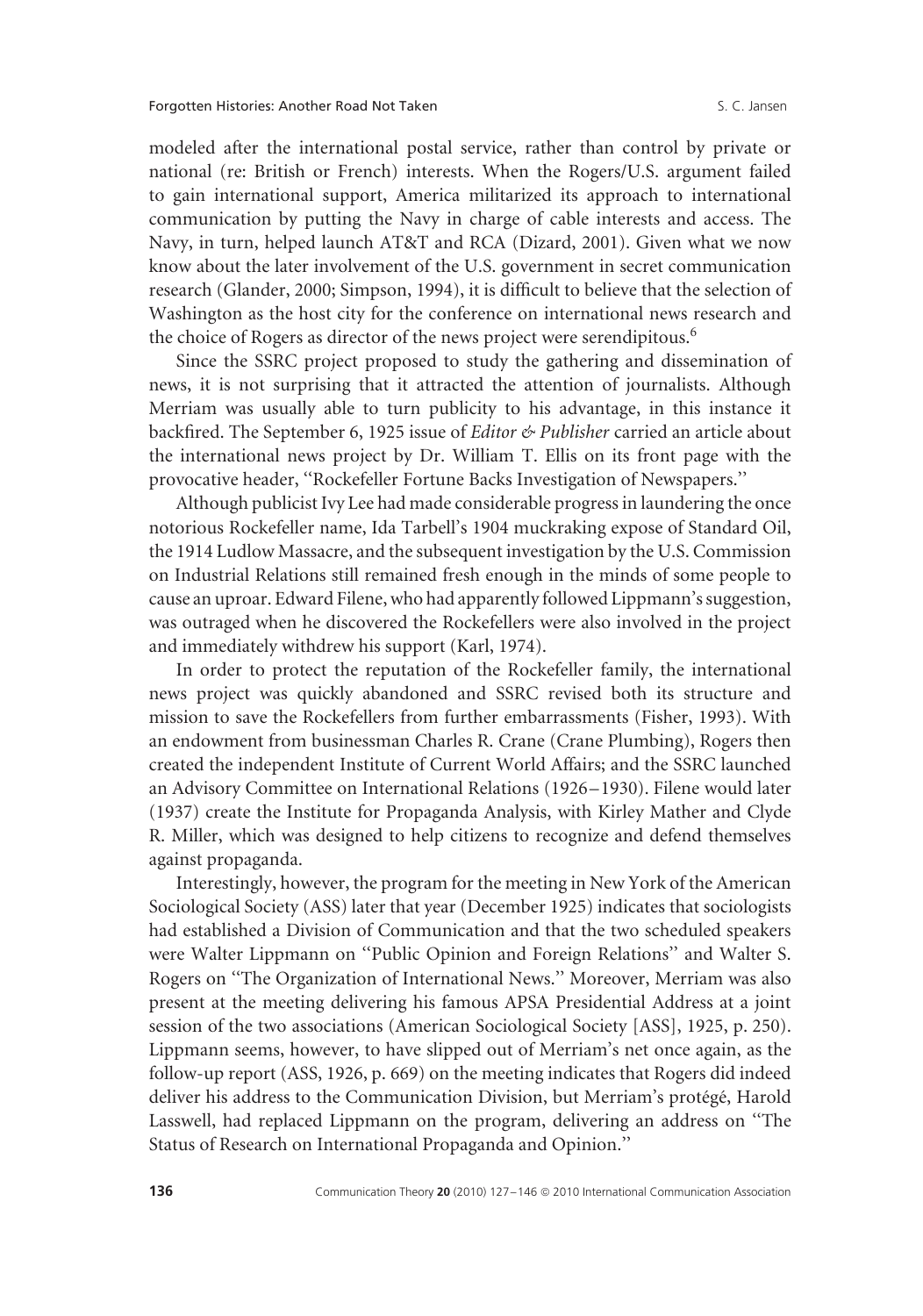modeled after the international postal service, rather than control by private or national (re: British or French) interests. When the Rogers/U.S. argument failed to gain international support, America militarized its approach to international communication by putting the Navy in charge of cable interests and access. The Navy, in turn, helped launch AT&T and RCA (Dizard, 2001). Given what we now know about the later involvement of the U.S. government in secret communication research (Glander, 2000; Simpson, 1994), it is difficult to believe that the selection of Washington as the host city for the conference on international news research and the choice of Rogers as director of the news project were serendipitous.[6]

Since the SSRC project proposed to study the gathering and dissemination of news, it is not surprising that it attracted the attention of journalists. Although Merriam was usually able to turn publicity to his advantage, in this instance it backfired. The September 6, 1925 issue of *Editor & Publisher* carried an article about the international news project by Dr. William T. Ellis on its front page with the provocative header, ''Rockefeller Fortune Backs Investigation of Newspapers.''

Although publicist Ivy Lee had made considerable progress in laundering the once notorious Rockefeller name, Ida Tarbell's 1904 muckraking expose of Standard Oil, the 1914 Ludlow Massacre, and the subsequent investigation by the U.S. Commission on Industrial Relations still remained fresh enough in the minds of some people to cause an uproar. Edward Filene, who had apparently followed Lippmann's suggestion, was outraged when he discovered the Rockefellers were also involved in the project and immediately withdrew his support (Karl, 1974).

In order to protect the reputation of the Rockefeller family, the international news project was quickly abandoned and SSRC revised both its structure and mission to save the Rockefellers from further embarrassments (Fisher, 1993). With an endowment from businessman Charles R. Crane (Crane Plumbing), Rogers then created the independent Institute of Current World Affairs; and the SSRC launched an Advisory Committee on International Relations (1926–1930). Filene would later (1937) create the Institute for Propaganda Analysis, with Kirley Mather and Clyde R. Miller, which was designed to help citizens to recognize and defend themselves against propaganda.

Interestingly, however, the program for the meeting in New York of the American Sociological Society (ASS) later that year (December 1925) indicates that sociologists had established a Division of Communication and that the two scheduled speakers were Walter Lippmann on ''Public Opinion and Foreign Relations'' and Walter S. Rogers on ''The Organization of International News.'' Moreover, Merriam was also present at the meeting delivering his famous APSA Presidential Address at a joint session of the two associations (American Sociological Society [ASS], 1925, p. 250). Lippmann seems, however, to have slipped out of Merriam's net once again, as the follow-up report (ASS, 1926, p. 669) on the meeting indicates that Rogers did indeed deliver his address to the Communication Division, but Merriam's protégé, Harold Lasswell, had replaced Lippmann on the program, delivering an address on ''The Status of Research on International Propaganda and Opinion.''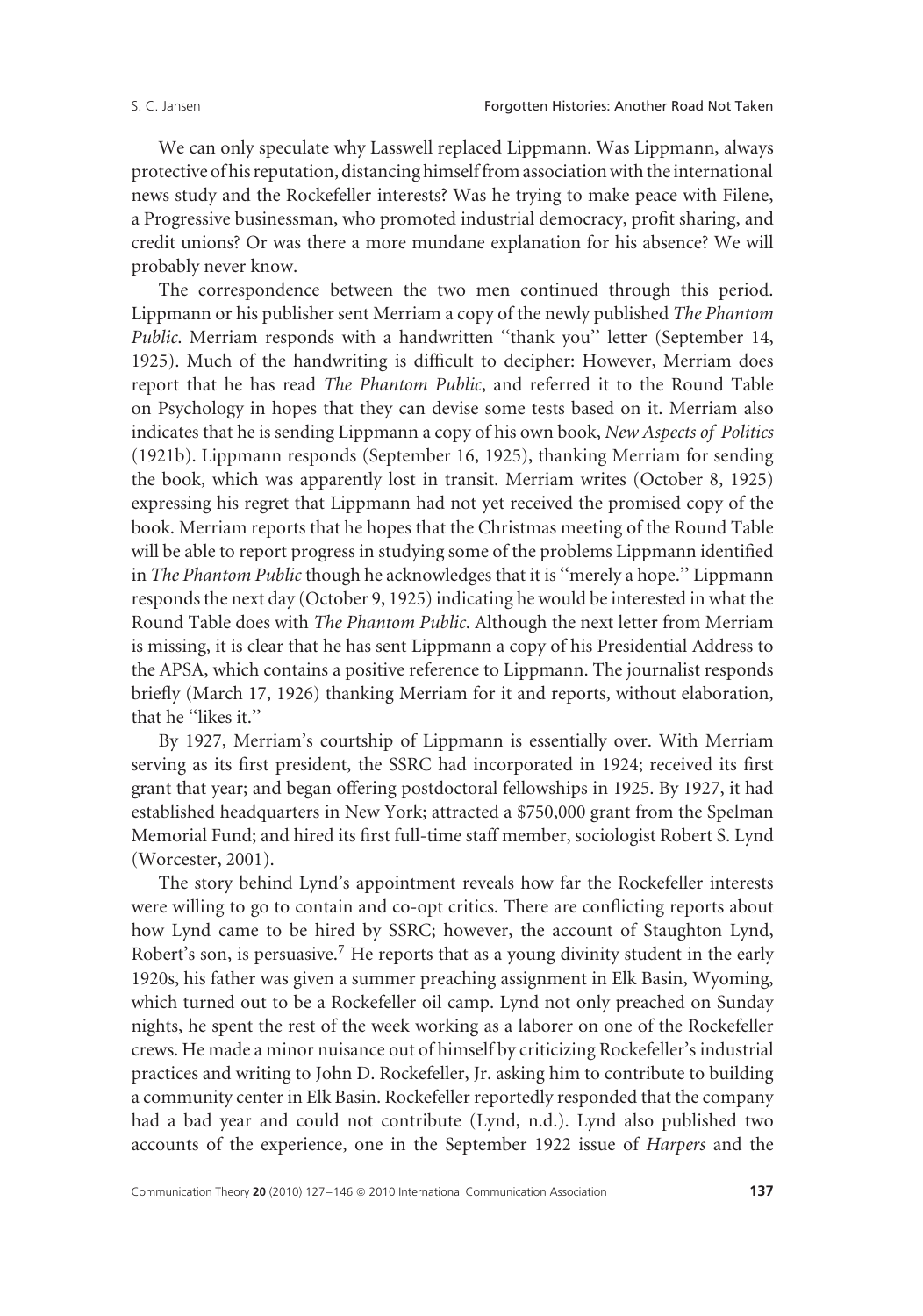We can only speculate why Lasswell replaced Lippmann. Was Lippmann, always protective of his reputation, distancing himself from association with the international news study and the Rockefeller interests? Was he trying to make peace with Filene, a Progressive businessman, who promoted industrial democracy, profit sharing, and credit unions? Or was there a more mundane explanation for his absence? We will probably never know.

The correspondence between the two men continued through this period. Lippmann or his publisher sent Merriam a copy of the newly published *The Phantom Public*. Merriam responds with a handwritten ''thank you'' letter (September 14, 1925). Much of the handwriting is difficult to decipher: However, Merriam does report that he has read *The Phantom Public*, and referred it to the Round Table on Psychology in hopes that they can devise some tests based on it. Merriam also indicates that he is sending Lippmann a copy of his own book, *New Aspects of Politics* (1921b). Lippmann responds (September 16, 1925), thanking Merriam for sending the book, which was apparently lost in transit. Merriam writes (October 8, 1925) expressing his regret that Lippmann had not yet received the promised copy of the book. Merriam reports that he hopes that the Christmas meeting of the Round Table will be able to report progress in studying some of the problems Lippmann identified in *The Phantom Public* though he acknowledges that it is ''merely a hope.'' Lippmann responds the next day (October 9, 1925) indicating he would be interested in what the Round Table does with *The Phantom Public*. Although the next letter from Merriam is missing, it is clear that he has sent Lippmann a copy of his Presidential Address to the APSA, which contains a positive reference to Lippmann. The journalist responds briefly (March 17, 1926) thanking Merriam for it and reports, without elaboration, that he ''likes it.''

By 1927, Merriam's courtship of Lippmann is essentially over. With Merriam serving as its first president, the SSRC had incorporated in 1924; received its first grant that year; and began offering postdoctoral fellowships in 1925. By 1927, it had established headquarters in New York; attracted a \$750,000 grant from the Spelman Memorial Fund; and hired its first full-time staff member, sociologist Robert S. Lynd (Worcester, 2001).

The story behind Lynd's appointment reveals how far the Rockefeller interests were willing to go to contain and co-opt critics. There are conflicting reports about how Lynd came to be hired by SSRC; however, the account of Staughton Lynd, Robert's son, is persuasive.[7] He reports that as a young divinity student in the early 1920s, his father was given a summer preaching assignment in Elk Basin, Wyoming, which turned out to be a Rockefeller oil camp. Lynd not only preached on Sunday nights, he spent the rest of the week working as a laborer on one of the Rockefeller crews. He made a minor nuisance out of himself by criticizing Rockefeller's industrial practices and writing to John D. Rockefeller, Jr. asking him to contribute to building a community center in Elk Basin. Rockefeller reportedly responded that the company had a bad year and could not contribute (Lynd, n.d.). Lynd also published two accounts of the experience, one in the September 1922 issue of *Harpers* and the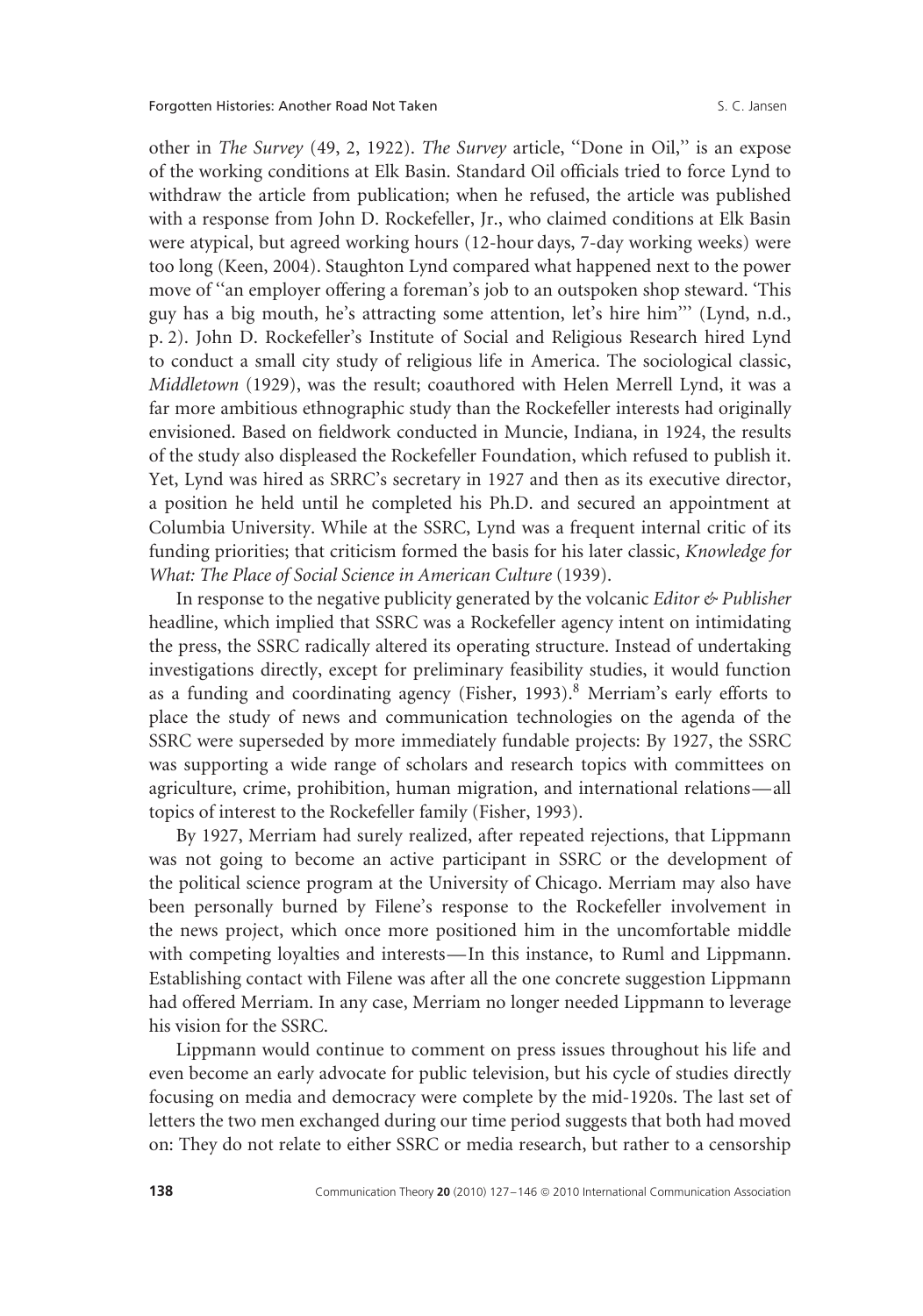other in *The Survey* (49, 2, 1922). *The Survey* article, ''Done in Oil,'' is an expose of the working conditions at Elk Basin. Standard Oil officials tried to force Lynd to withdraw the article from publication; when he refused, the article was published with a response from John D. Rockefeller, Jr., who claimed conditions at Elk Basin were atypical, but agreed working hours (12-hour days, 7-day working weeks) were too long (Keen, 2004). Staughton Lynd compared what happened next to the power move of ''an employer offering a foreman's job to an outspoken shop steward. 'This guy has a big mouth, he's attracting some attention, let's hire him''' (Lynd, n.d., p. 2). John D. Rockefeller's Institute of Social and Religious Research hired Lynd to conduct a small city study of religious life in America. The sociological classic, *Middletown* (1929), was the result; coauthored with Helen Merrell Lynd, it was a far more ambitious ethnographic study than the Rockefeller interests had originally envisioned. Based on fieldwork conducted in Muncie, Indiana, in 1924, the results of the study also displeased the Rockefeller Foundation, which refused to publish it. Yet, Lynd was hired as SRRC's secretary in 1927 and then as its executive director, a position he held until he completed his Ph.D. and secured an appointment at Columbia University. While at the SSRC, Lynd was a frequent internal critic of its funding priorities; that criticism formed the basis for his later classic, *Knowledge for What: The Place of Social Science in American Culture* (1939).

In response to the negative publicity generated by the volcanic *Editor & Publisher* headline, which implied that SSRC was a Rockefeller agency intent on intimidating the press, the SSRC radically altered its operating structure. Instead of undertaking investigations directly, except for preliminary feasibility studies, it would function as a funding and coordinating agency (Fisher, 1993).[8] Merriam's early efforts to place the study of news and communication technologies on the agenda of the SSRC were superseded by more immediately fundable projects: By 1927, the SSRC was supporting a wide range of scholars and research topics with committees on agriculture, crime, prohibition, human migration, and international relations—all topics of interest to the Rockefeller family (Fisher, 1993).

By 1927, Merriam had surely realized, after repeated rejections, that Lippmann was not going to become an active participant in SSRC or the development of the political science program at the University of Chicago. Merriam may also have been personally burned by Filene's response to the Rockefeller involvement in the news project, which once more positioned him in the uncomfortable middle with competing loyalties and interests—In this instance, to Ruml and Lippmann. Establishing contact with Filene was after all the one concrete suggestion Lippmann had offered Merriam. In any case, Merriam no longer needed Lippmann to leverage his vision for the SSRC.

Lippmann would continue to comment on press issues throughout his life and even become an early advocate for public television, but his cycle of studies directly focusing on media and democracy were complete by the mid-1920s. The last set of letters the two men exchanged during our time period suggests that both had moved on: They do not relate to either SSRC or media research, but rather to a censorship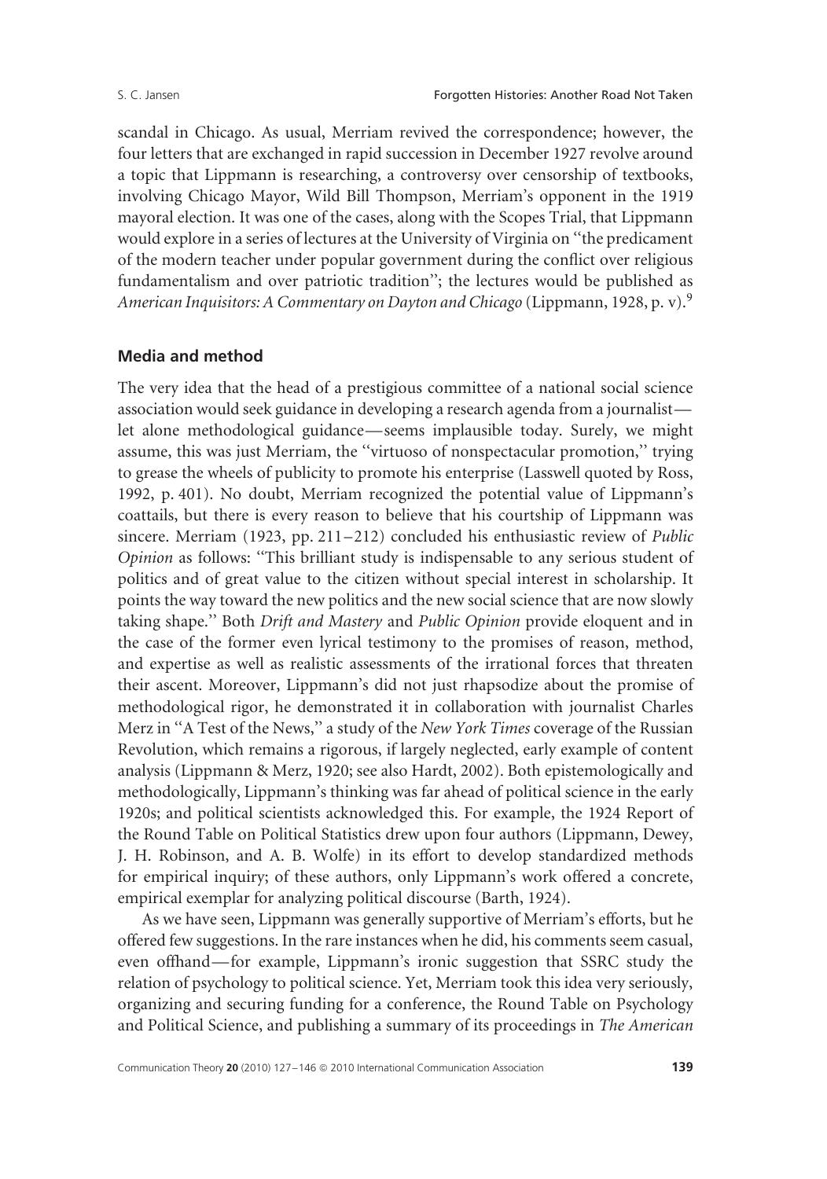scandal in Chicago. As usual, Merriam revived the correspondence; however, the four letters that are exchanged in rapid succession in December 1927 revolve around a topic that Lippmann is researching, a controversy over censorship of textbooks, involving Chicago Mayor, Wild Bill Thompson, Merriam's opponent in the 1919 mayoral election. It was one of the cases, along with the Scopes Trial, that Lippmann would explore in a series of lectures at the University of Virginia on ''the predicament of the modern teacher under popular government during the conflict over religious fundamentalism and over patriotic tradition''; the lectures would be published as *American Inquisitors: A Commentary on Dayton and Chicago* (Lippmann, 1928, p. v).[9]

## Media and method

The very idea that the head of a prestigious committee of a national social science association would seek guidance in developing a research agenda from a journalist—let alone methodological guidance—seems implausible today. Surely, we might assume, this was just Merriam, the ''virtuoso of nonspectacular promotion,'' trying to grease the wheels of publicity to promote his enterprise (Lasswell quoted by Ross, 1992, p. 401). No doubt, Merriam recognized the potential value of Lippmann's coattails, but there is every reason to believe that his courtship of Lippmann was sincere. Merriam (1923, pp. 211–212) concluded his enthusiastic review of *Public Opinion* as follows: ''This brilliant study is indispensable to any serious student of politics and of great value to the citizen without special interest in scholarship. It points the way toward the new politics and the new social science that are now slowly taking shape.'' Both *Drift and Mastery* and *Public Opinion* provide eloquent and in the case of the former even lyrical testimony to the promises of reason, method, and expertise as well as realistic assessments of the irrational forces that threaten their ascent. Moreover, Lippmann's did not just rhapsodize about the promise of methodological rigor, he demonstrated it in collaboration with journalist Charles Merz in ''A Test of the News,'' a study of the *New York Times* coverage of the Russian Revolution, which remains a rigorous, if largely neglected, early example of content analysis (Lippmann & Merz, 1920; see also Hardt, 2002). Both epistemologically and methodologically, Lippmann's thinking was far ahead of political science in the early 1920s; and political scientists acknowledged this. For example, the 1924 Report of the Round Table on Political Statistics drew upon four authors (Lippmann, Dewey, J. H. Robinson, and A. B. Wolfe) in its effort to develop standardized methods for empirical inquiry; of these authors, only Lippmann's work offered a concrete, empirical exemplar for analyzing political discourse (Barth, 1924).

As we have seen, Lippmann was generally supportive of Merriam's efforts, but he offered few suggestions. In the rare instances when he did, his comments seem casual, even offhand—for example, Lippmann's ironic suggestion that SSRC study the relation of psychology to political science. Yet, Merriam took this idea very seriously, organizing and securing funding for a conference, the Round Table on Psychology and Political Science, and publishing a summary of its proceedings in *The American*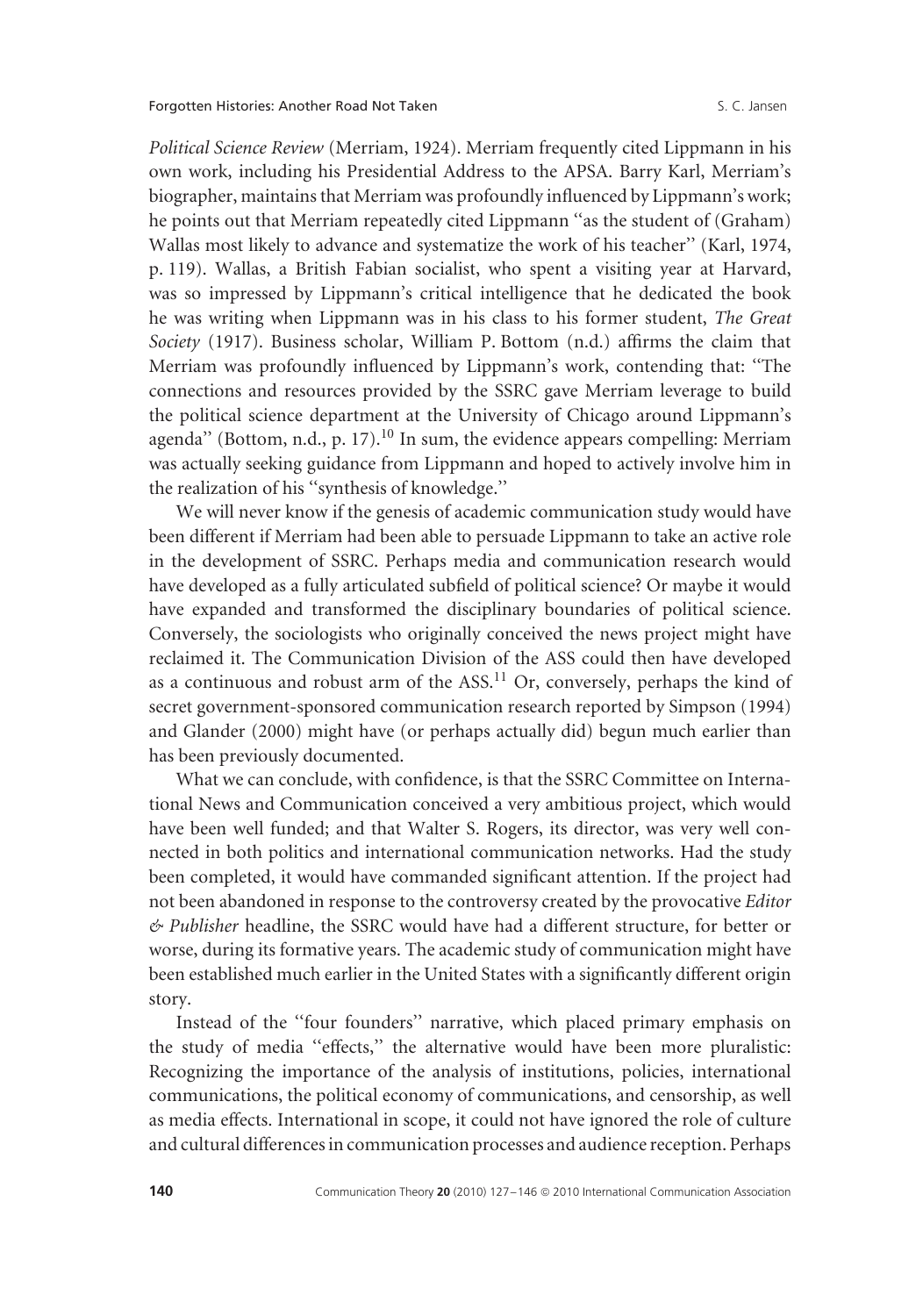*Political Science Review* (Merriam, 1924). Merriam frequently cited Lippmann in his own work, including his Presidential Address to the APSA. Barry Karl, Merriam's biographer, maintains that Merriam was profoundly influenced by Lippmann's work; he points out that Merriam repeatedly cited Lippmann ''as the student of (Graham) Wallas most likely to advance and systematize the work of his teacher'' (Karl, 1974, p. 119). Wallas, a British Fabian socialist, who spent a visiting year at Harvard, was so impressed by Lippmann's critical intelligence that he dedicated the book he was writing when Lippmann was in his class to his former student, *The Great Society* (1917). Business scholar, William P. Bottom (n.d.) affirms the claim that Merriam was profoundly influenced by Lippmann's work, contending that: ''The connections and resources provided by the SSRC gave Merriam leverage to build the political science department at the University of Chicago around Lippmann's agenda'' (Bottom, n.d., p. 17).[10] In sum, the evidence appears compelling: Merriam was actually seeking guidance from Lippmann and hoped to actively involve him in the realization of his ''synthesis of knowledge.''

We will never know if the genesis of academic communication study would have been different if Merriam had been able to persuade Lippmann to take an active role in the development of SSRC. Perhaps media and communication research would have developed as a fully articulated subfield of political science? Or maybe it would have expanded and transformed the disciplinary boundaries of political science. Conversely, the sociologists who originally conceived the news project might have reclaimed it. The Communication Division of the ASS could then have developed as a continuous and robust arm of the ASS.[11] Or, conversely, perhaps the kind of secret government-sponsored communication research reported by Simpson (1994) and Glander (2000) might have (or perhaps actually did) begun much earlier than has been previously documented.

What we can conclude, with confidence, is that the SSRC Committee on International News and Communication conceived a very ambitious project, which would have been well funded; and that Walter S. Rogers, its director, was very well connected in both politics and international communication networks. Had the study been completed, it would have commanded significant attention. If the project had not been abandoned in response to the controversy created by the provocative *Editor & Publisher* headline, the SSRC would have had a different structure, for better or worse, during its formative years. The academic study of communication might have been established much earlier in the United States with a significantly different origin story.

Instead of the ''four founders'' narrative, which placed primary emphasis on the study of media ''effects,'' the alternative would have been more pluralistic: Recognizing the importance of the analysis of institutions, policies, international communications, the political economy of communications, and censorship, as well as media effects. International in scope, it could not have ignored the role of culture and cultural differences in communication processes and audience reception. Perhaps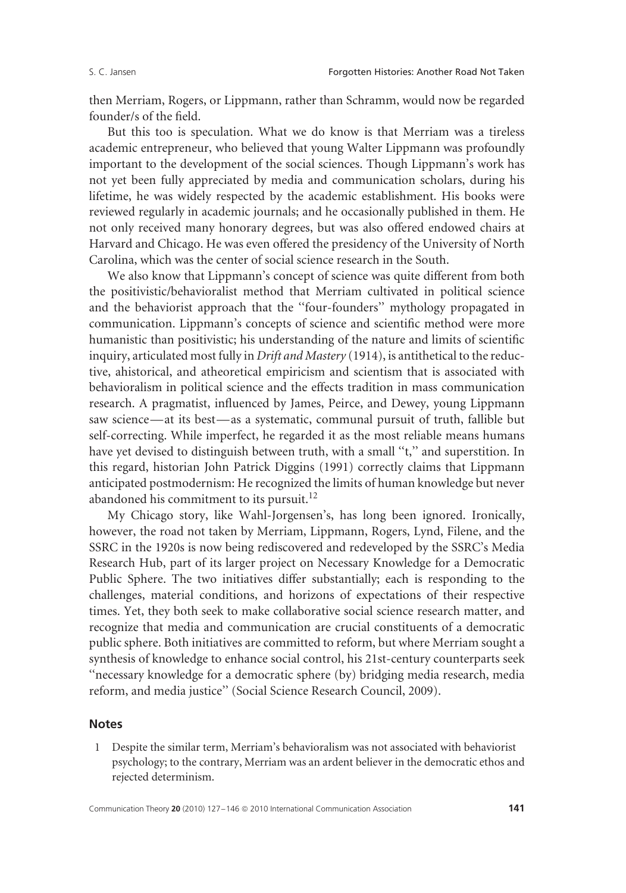then Merriam, Rogers, or Lippmann, rather than Schramm, would now be regarded founder/s of the field.

But this too is speculation. What we do know is that Merriam was a tireless academic entrepreneur, who believed that young Walter Lippmann was profoundly important to the development of the social sciences. Though Lippmann's work has not yet been fully appreciated by media and communication scholars, during his lifetime, he was widely respected by the academic establishment. His books were reviewed regularly in academic journals; and he occasionally published in them. He not only received many honorary degrees, but was also offered endowed chairs at Harvard and Chicago. He was even offered the presidency of the University of North Carolina, which was the center of social science research in the South.

We also know that Lippmann's concept of science was quite different from both the positivistic/behavioralist method that Merriam cultivated in political science and the behaviorist approach that the ''four-founders'' mythology propagated in communication. Lippmann's concepts of science and scientific method were more humanistic than positivistic; his understanding of the nature and limits of scientific inquiry, articulated most fully in *Drift and Mastery* (1914), is antithetical to the reductive, ahistorical, and atheoretical empiricism and scientism that is associated with behavioralism in political science and the effects tradition in mass communication research. A pragmatist, influenced by James, Peirce, and Dewey, young Lippmann saw science—at its best—as a systematic, communal pursuit of truth, fallible but self-correcting. While imperfect, he regarded it as the most reliable means humans have yet devised to distinguish between truth, with a small ''t,'' and superstition. In this regard, historian John Patrick Diggins (1991) correctly claims that Lippmann anticipated postmodernism: He recognized the limits of human knowledge but never abandoned his commitment to its pursuit.[12]

My Chicago story, like Wahl-Jorgensen's, has long been ignored. Ironically, however, the road not taken by Merriam, Lippmann, Rogers, Lynd, Filene, and the SSRC in the 1920s is now being rediscovered and redeveloped by the SSRC's Media Research Hub, part of its larger project on Necessary Knowledge for a Democratic Public Sphere. The two initiatives differ substantially; each is responding to the challenges, material conditions, and horizons of expectations of their respective times. Yet, they both seek to make collaborative social science research matter, and recognize that media and communication are crucial constituents of a democratic public sphere. Both initiatives are committed to reform, but where Merriam sought a synthesis of knowledge to enhance social control, his 21st-century counterparts seek ''necessary knowledge for a democratic sphere (by) bridging media research, media reform, and media justice'' (Social Science Research Council, 2009).

## Notes

1 Despite the similar term, Merriam's behavioralism was not associated with behaviorist psychology; to the contrary, Merriam was an ardent believer in the democratic ethos and rejected determinism.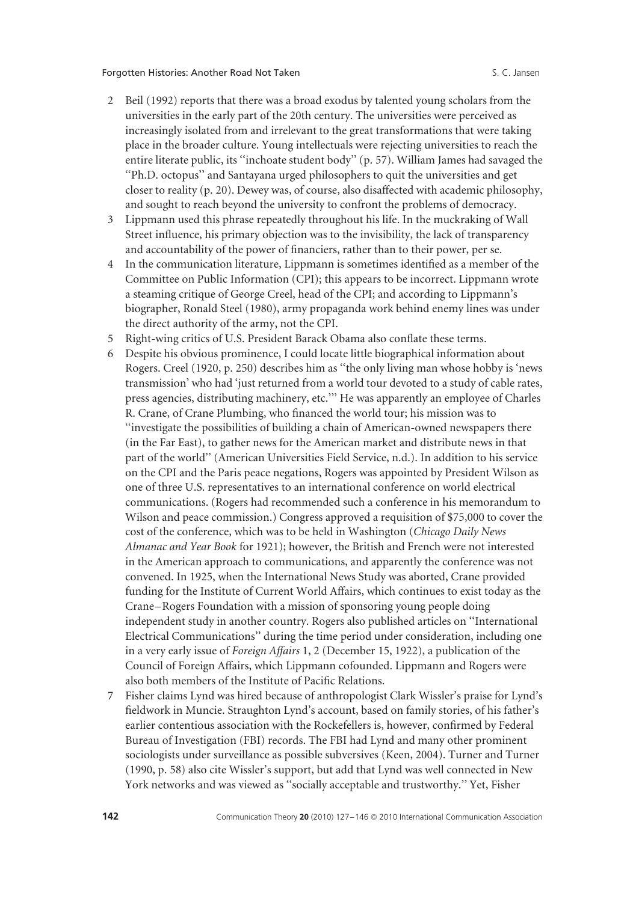2 Beil (1992) reports that there was a broad exodus by talented young scholars from the universities in the early part of the 20th century. The universities were perceived as increasingly isolated from and irrelevant to the great transformations that were taking place in the broader culture. Young intellectuals were rejecting universities to reach the entire literate public, its ''inchoate student body'' (p. 57). William James had savaged the ''Ph.D. octopus'' and Santayana urged philosophers to quit the universities and get closer to reality (p. 20). Dewey was, of course, also disaffected with academic philosophy, and sought to reach beyond the university to confront the problems of democracy.

3 Lippmann used this phrase repeatedly throughout his life. In the muckraking of Wall Street influence, his primary objection was to the invisibility, the lack of transparency and accountability of the power of financiers, rather than to their power, per se.

4 In the communication literature, Lippmann is sometimes identified as a member of the Committee on Public Information (CPI); this appears to be incorrect. Lippmann wrote a steaming critique of George Creel, head of the CPI; and according to Lippmann's biographer, Ronald Steel (1980), army propaganda work behind enemy lines was under the direct authority of the army, not the CPI.

5 Right-wing critics of U.S. President Barack Obama also conflate these terms.

6 Despite his obvious prominence, I could locate little biographical information about Rogers. Creel (1920, p. 250) describes him as ''the only living man whose hobby is 'news transmission' who had 'just returned from a world tour devoted to a study of cable rates, press agencies, distributing machinery, etc.''' He was apparently an employee of Charles R. Crane, of Crane Plumbing, who financed the world tour; his mission was to ''investigate the possibilities of building a chain of American-owned newspapers there (in the Far East), to gather news for the American market and distribute news in that part of the world'' (American Universities Field Service, n.d.). In addition to his service on the CPI and the Paris peace negations, Rogers was appointed by President Wilson as one of three U.S. representatives to an international conference on world electrical communications. (Rogers had recommended such a conference in his memorandum to Wilson and peace commission.) Congress approved a requisition of $75,000 to cover the cost of the conference, which was to be held in Washington (*Chicago Daily News Almanac and Year Book* for 1921); however, the British and French were not interested in the American approach to communications, and apparently the conference was not convened. In 1925, when the International News Study was aborted, Crane provided funding for the Institute of Current World Affairs, which continues to exist today as the Crane–Rogers Foundation with a mission of sponsoring young people doing independent study in another country. Rogers also published articles on ''International Electrical Communications'' during the time period under consideration, including one in a very early issue of *Foreign Affairs* 1, 2 (December 15, 1922), a publication of the Council of Foreign Affairs, which Lippmann cofounded. Lippmann and Rogers were also both members of the Institute of Pacific Relations.

7 Fisher claims Lynd was hired because of anthropologist Clark Wissler's praise for Lynd's fieldwork in Muncie. Straughton Lynd's account, based on family stories, of his father's earlier contentious association with the Rockefellers is, however, confirmed by Federal Bureau of Investigation (FBI) records. The FBI had Lynd and many other prominent sociologists under surveillance as possible subversives (Keen, 2004). Turner and Turner (1990, p. 58) also cite Wissler's support, but add that Lynd was well connected in New York networks and was viewed as ''socially acceptable and trustworthy.'' Yet, Fisher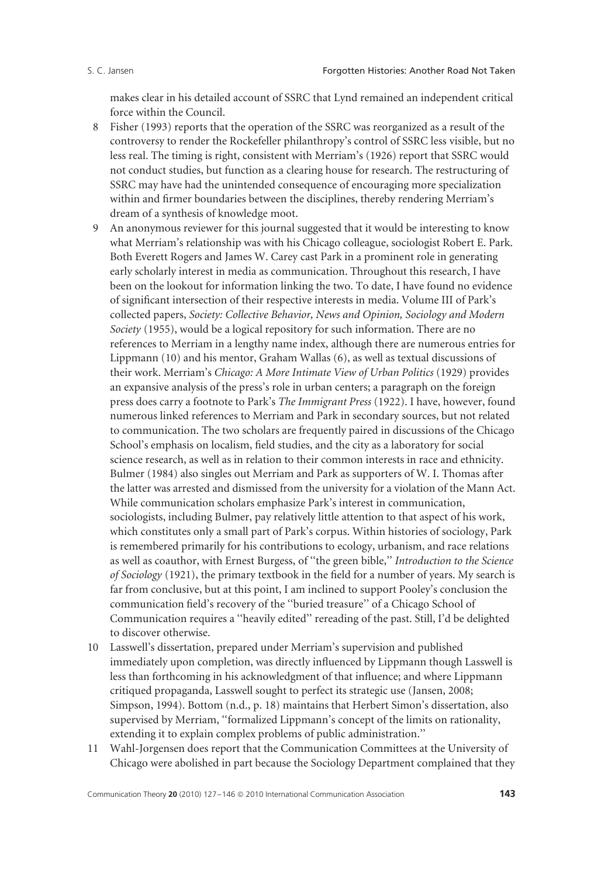makes clear in his detailed account of SSRC that Lynd remained an independent critical force within the Council.

8 Fisher (1993) reports that the operation of the SSRC was reorganized as a result of the controversy to render the Rockefeller philanthropy's control of SSRC less visible, but no less real. The timing is right, consistent with Merriam's (1926) report that SSRC would not conduct studies, but function as a clearing house for research. The restructuring of SSRC may have had the unintended consequence of encouraging more specialization within and firmer boundaries between the disciplines, thereby rendering Merriam's dream of a synthesis of knowledge moot.

9 An anonymous reviewer for this journal suggested that it would be interesting to know what Merriam's relationship was with his Chicago colleague, sociologist Robert E. Park. Both Everett Rogers and James W. Carey cast Park in a prominent role in generating early scholarly interest in media as communication. Throughout this research, I have been on the lookout for information linking the two. To date, I have found no evidence of significant intersection of their respective interests in media. Volume III of Park's collected papers, *Society: Collective Behavior, News and Opinion, Sociology and Modern Society* (1955), would be a logical repository for such information. There are no references to Merriam in a lengthy name index, although there are numerous entries for Lippmann (10) and his mentor, Graham Wallas (6), as well as textual discussions of their work. Merriam's *Chicago: A More Intimate View of Urban Politics* (1929) provides an expansive analysis of the press's role in urban centers; a paragraph on the foreign press does carry a footnote to Park's *The Immigrant Press* (1922). I have, however, found numerous linked references to Merriam and Park in secondary sources, but not related to communication. The two scholars are frequently paired in discussions of the Chicago School's emphasis on localism, field studies, and the city as a laboratory for social science research, as well as in relation to their common interests in race and ethnicity. Bulmer (1984) also singles out Merriam and Park as supporters of W. I. Thomas after the latter was arrested and dismissed from the university for a violation of the Mann Act. While communication scholars emphasize Park's interest in communication, sociologists, including Bulmer, pay relatively little attention to that aspect of his work, which constitutes only a small part of Park's corpus. Within histories of sociology, Park is remembered primarily for his contributions to ecology, urbanism, and race relations as well as coauthor, with Ernest Burgess, of "the green bible," *Introduction to the Science of Sociology* (1921), the primary textbook in the field for a number of years. My search is far from conclusive, but at this point, I am inclined to support Pooley's conclusion the communication field's recovery of the "buried treasure" of a Chicago School of Communication requires a "heavily edited" rereading of the past. Still, I'd be delighted to discover otherwise.

10 Lasswell's dissertation, prepared under Merriam's supervision and published immediately upon completion, was directly influenced by Lippmann though Lasswell is less than forthcoming in his acknowledgment of that influence; and where Lippmann critiqued propaganda, Lasswell sought to perfect its strategic use (Jansen, 2008; Simpson, 1994). Bottom (n.d., p. 18) maintains that Herbert Simon's dissertation, also supervised by Merriam, "formalized Lippmann's concept of the limits on rationality, extending it to explain complex problems of public administration."

11 Wahl-Jorgensen does report that the Communication Committees at the University of Chicago were abolished in part because the Sociology Department complained that they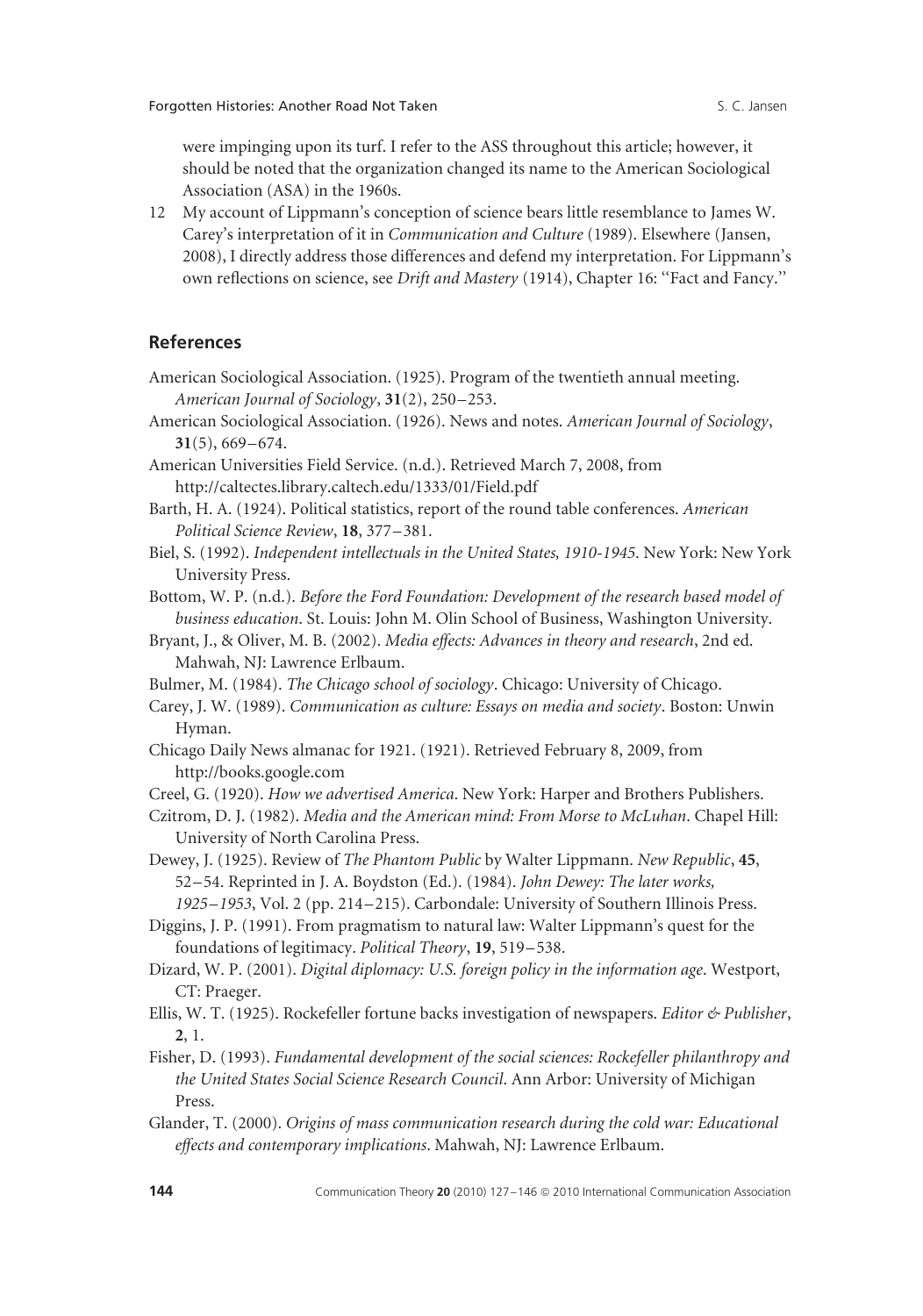were impinging upon its turf. I refer to the ASS throughout this article; however, it should be noted that the organization changed its name to the American Sociological Association (ASA) in the 1960s.

12 My account of Lippmann's conception of science bears little resemblance to James W. Carey's interpretation of it in *Communication and Culture* (1989). Elsewhere (Jansen, 2008), I directly address those differences and defend my interpretation. For Lippmann's own reflections on science, see *Drift and Mastery* (1914), Chapter 16: ''Fact and Fancy.''

## References

American Sociological Association. (1925). Program of the twentieth annual meeting. *American Journal of Sociology*, **31**(2), 250–253.

American Sociological Association. (1926). News and notes. *American Journal of Sociology*, **31**(5), 669–674.

American Universities Field Service. (n.d.). Retrieved March 7, 2008, from http://caltectes.library.caltech.edu/1333/01/Field.pdf

Barth, H. A. (1924). Political statistics, report of the round table conferences. *American Political Science Review*, **18**, 377–381.

Biel, S. (1992). *Independent intellectuals in the United States, 1910-1945*. New York: New York University Press.

Bottom, W. P. (n.d.). *Before the Ford Foundation: Development of the research based model of business education*. St. Louis: John M. Olin School of Business, Washington University.

Bryant, J., & Oliver, M. B. (2002). *Media effects: Advances in theory and research*, 2nd ed. Mahwah, NJ: Lawrence Erlbaum.

Bulmer, M. (1984). *The Chicago school of sociology*. Chicago: University of Chicago.

Carey, J. W. (1989). *Communication as culture: Essays on media and society*. Boston: Unwin Hyman.

Chicago Daily News almanac for 1921. (1921). Retrieved February 8, 2009, from http://books.google.com

Creel, G. (1920). *How we advertised America*. New York: Harper and Brothers Publishers.

Czitrom, D. J. (1982). *Media and the American mind: From Morse to McLuhan*. Chapel Hill: University of North Carolina Press.

Dewey, J. (1925). Review of *The Phantom Public* by Walter Lippmann. *New Republic*, **45**, 52–54. Reprinted in J. A. Boydston (Ed.). (1984). *John Dewey: The later works, 1925–1953*, Vol. 2 (pp. 214–215). Carbondale: University of Southern Illinois Press.

Diggins, J. P. (1991). From pragmatism to natural law: Walter Lippmann's quest for the foundations of legitimacy. *Political Theory*, **19**, 519–538.

Dizard, W. P. (2001). *Digital diplomacy: U.S. foreign policy in the information age*. Westport, CT: Praeger.

Ellis, W. T. (1925). Rockefeller fortune backs investigation of newspapers. *Editor & Publisher*, **2**, 1.

Fisher, D. (1993). *Fundamental development of the social sciences: Rockefeller philanthropy and the United States Social Science Research Council*. Ann Arbor: University of Michigan Press.

Glander, T. (2000). *Origins of mass communication research during the cold war: Educational effects and contemporary implications*. Mahwah, NJ: Lawrence Erlbaum.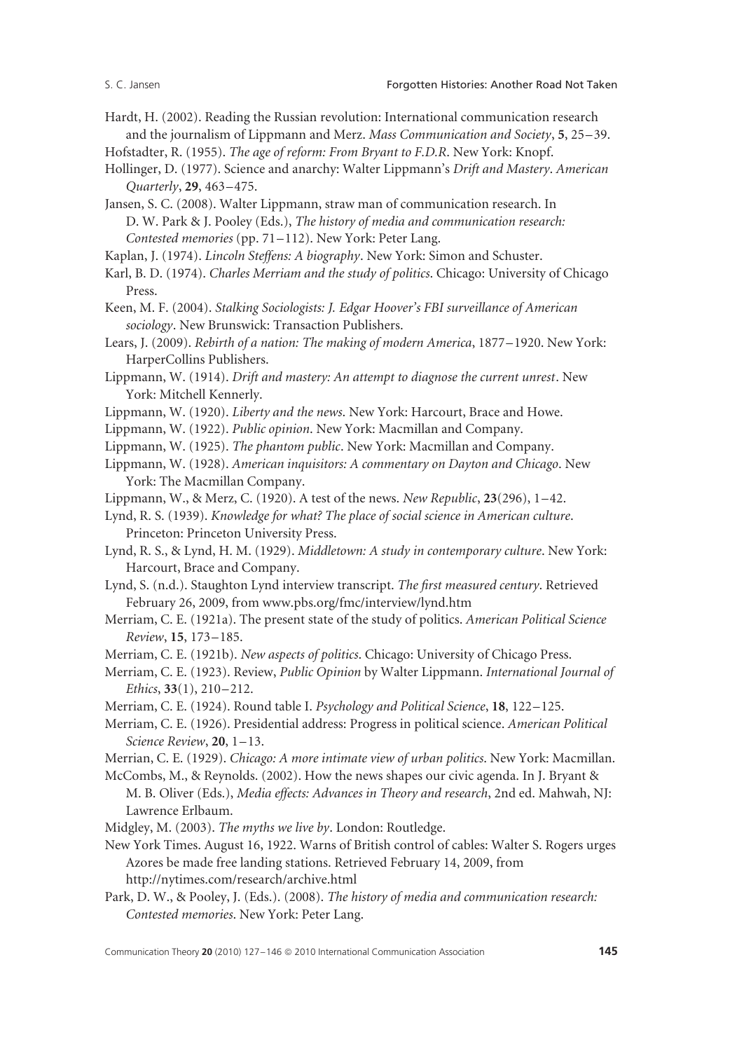Hardt, H. (2002). Reading the Russian revolution: International communication research and the journalism of Lippmann and Merz. *Mass Communication and Society*, **5**, 25–39.

Hofstadter, R. (1955). *The age of reform: From Bryant to F.D.R*. New York: Knopf.

Hollinger, D. (1977). Science and anarchy: Walter Lippmann's *Drift and Mastery*. *American Quarterly*, **29**, 463–475.

Jansen, S. C. (2008). Walter Lippmann, straw man of communication research. In D. W. Park & J. Pooley (Eds.), *The history of media and communication research: Contested memories* (pp. 71–112). New York: Peter Lang.

Kaplan, J. (1974). *Lincoln Steffens: A biography*. New York: Simon and Schuster.

Karl, B. D. (1974). *Charles Merriam and the study of politics*. Chicago: University of Chicago Press.

Keen, M. F. (2004). *Stalking Sociologists: J. Edgar Hoover's FBI surveillance of American sociology*. New Brunswick: Transaction Publishers.

Lears, J. (2009). *Rebirth of a nation: The making of modern America*, 1877–1920. New York: HarperCollins Publishers.

Lippmann, W. (1914). *Drift and mastery: An attempt to diagnose the current unrest*. New York: Mitchell Kennerly.

Lippmann, W. (1920). *Liberty and the news*. New York: Harcourt, Brace and Howe.

Lippmann, W. (1922). *Public opinion*. New York: Macmillan and Company.

Lippmann, W. (1925). *The phantom public*. New York: Macmillan and Company.

Lippmann, W. (1928). *American inquisitors: A commentary on Dayton and Chicago*. New York: The Macmillan Company.

Lippmann, W., & Merz, C. (1920). A test of the news. *New Republic*, **23**(296), 1–42.

Lynd, R. S. (1939). *Knowledge for what? The place of social science in American culture*. Princeton: Princeton University Press.

Lynd, R. S., & Lynd, H. M. (1929). *Middletown: A study in contemporary culture*. New York: Harcourt, Brace and Company.

Lynd, S. (n.d.). Staughton Lynd interview transcript. *The first measured century*. Retrieved February 26, 2009, from www.pbs.org/fmc/interview/lynd.htm

Merriam, C. E. (1921a). The present state of the study of politics. *American Political Science Review*, **15**, 173–185.

Merriam, C. E. (1921b). *New aspects of politics*. Chicago: University of Chicago Press.

Merriam, C. E. (1923). Review, *Public Opinion* by Walter Lippmann. *International Journal of Ethics*, **33**(1), 210–212.

Merriam, C. E. (1924). Round table I. *Psychology and Political Science*, **18**, 122–125.

Merriam, C. E. (1926). Presidential address: Progress in political science. *American Political Science Review*, **20**, 1–13.

Merrian, C. E. (1929). *Chicago: A more intimate view of urban politics*. New York: Macmillan.

McCombs, M., & Reynolds. (2002). How the news shapes our civic agenda. In J. Bryant & M. B. Oliver (Eds.), *Media effects: Advances in Theory and research*, 2nd ed. Mahwah, NJ: Lawrence Erlbaum.

Midgley, M. (2003). *The myths we live by*. London: Routledge.

New York Times. August 16, 1922. Warns of British control of cables: Walter S. Rogers urges Azores be made free landing stations. Retrieved February 14, 2009, from http://nytimes.com/research/archive.html

Park, D. W., & Pooley, J. (Eds.). (2008). *The history of media and communication research: Contested memories*. New York: Peter Lang.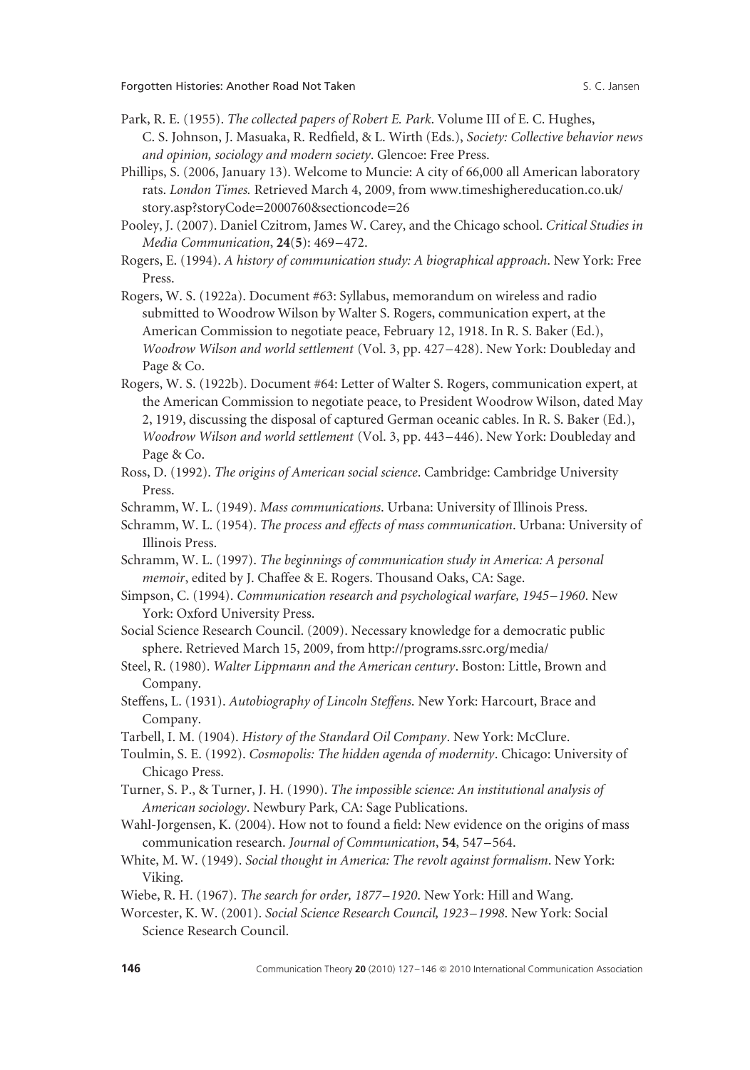Park, R. E. (1955). *The collected papers of Robert E. Park*. Volume III of E. C. Hughes, C. S. Johnson, J. Masuaka, R. Redfield, & L. Wirth (Eds.), *Society: Collective behavior news and opinion, sociology and modern society*. Glencoe: Free Press.

Phillips, S. (2006, January 13). Welcome to Muncie: A city of 66,000 all American laboratory rats. *London Times.* Retrieved March 4, 2009, from www.timeshighereducation.co.uk/story.asp?storyCode=2000760&sectioncode=26

Pooley, J. (2007). Daniel Czitrom, James W. Carey, and the Chicago school. *Critical Studies in Media Communication*, **24**(**5**): 469–472.

Rogers, E. (1994). *A history of communication study: A biographical approach*. New York: Free Press.

Rogers, W. S. (1922a). Document #63: Syllabus, memorandum on wireless and radio submitted to Woodrow Wilson by Walter S. Rogers, communication expert, at the American Commission to negotiate peace, February 12, 1918. In R. S. Baker (Ed.), *Woodrow Wilson and world settlement* (Vol. 3, pp. 427–428). New York: Doubleday and Page & Co.

Rogers, W. S. (1922b). Document #64: Letter of Walter S. Rogers, communication expert, at the American Commission to negotiate peace, to President Woodrow Wilson, dated May 2, 1919, discussing the disposal of captured German oceanic cables. In R. S. Baker (Ed.), *Woodrow Wilson and world settlement* (Vol. 3, pp. 443–446). New York: Doubleday and Page & Co.

Ross, D. (1992). *The origins of American social science*. Cambridge: Cambridge University Press.

Schramm, W. L. (1949). *Mass communications*. Urbana: University of Illinois Press.

Schramm, W. L. (1954). *The process and effects of mass communication*. Urbana: University of Illinois Press.

Schramm, W. L. (1997). *The beginnings of communication study in America: A personal memoir*, edited by J. Chaffee & E. Rogers. Thousand Oaks, CA: Sage.

Simpson, C. (1994). *Communication research and psychological warfare, 1945–1960*. New York: Oxford University Press.

Social Science Research Council. (2009). Necessary knowledge for a democratic public sphere. Retrieved March 15, 2009, from http://programs.ssrc.org/media/

Steel, R. (1980). *Walter Lippmann and the American century*. Boston: Little, Brown and Company.

Steffens, L. (1931). *Autobiography of Lincoln Steffens*. New York: Harcourt, Brace and Company.

Tarbell, I. M. (1904). *History of the Standard Oil Company*. New York: McClure.

Toulmin, S. E. (1992). *Cosmopolis: The hidden agenda of modernity*. Chicago: University of Chicago Press.

Turner, S. P., & Turner, J. H. (1990). *The impossible science: An institutional analysis of American sociology*. Newbury Park, CA: Sage Publications.

Wahl-Jorgensen, K. (2004). How not to found a field: New evidence on the origins of mass communication research. *Journal of Communication*, **54**, 547–564.

White, M. W. (1949). *Social thought in America: The revolt against formalism*. New York: Viking.

Wiebe, R. H. (1967). *The search for order, 1877–1920*. New York: Hill and Wang.

Worcester, K. W. (2001). *Social Science Research Council, 1923–1998*. New York: Social Science Research Council.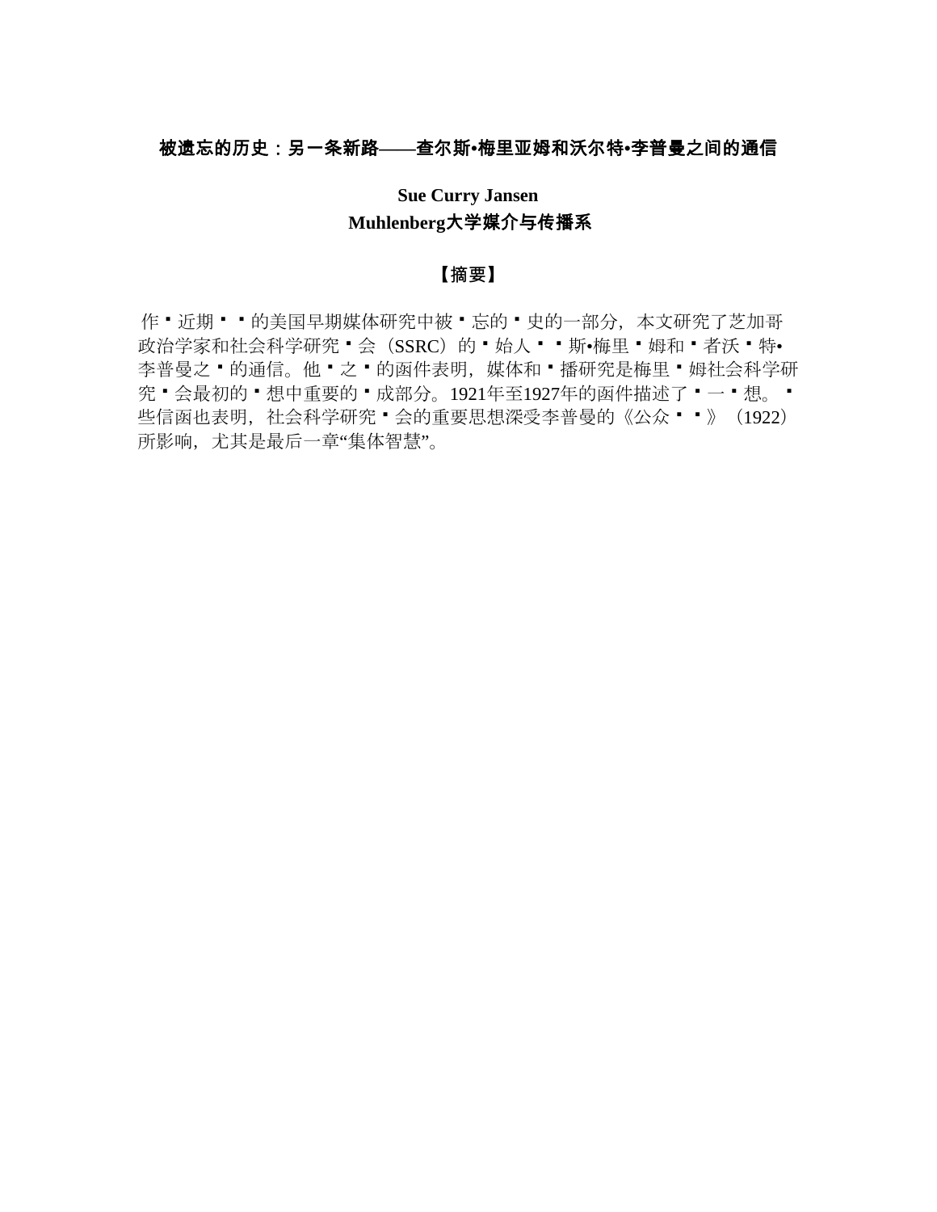**被遗忘的历史：另一条新路——查尔斯•梅里亚姆和沃尔特•李普曼之间的通信**

**Sue Curry Jansen**

**Muhlenberg大学媒介与传播系**

**【摘要】**

作▪近期▪▪的美国早期媒体研究中被▪忘的▪史的一部分，本文研究了芝加哥政治学家和社会科学研究▪会（SSRC）的▪始人▪▪斯•梅里▪姆和▪者沃▪特•李普曼之▪的通信。他▪之▪的函件表明，媒体和▪播研究是梅里▪姆社会科学研究▪会最初的▪想中重要的▪成部分。1921年至1927年的函件描述了▪一▪想。▪些信函也表明，社会科学研究▪会的重要思想深受李普曼的《公众▪▪》（1922）所影响，尤其是最后一章“集体智慧”。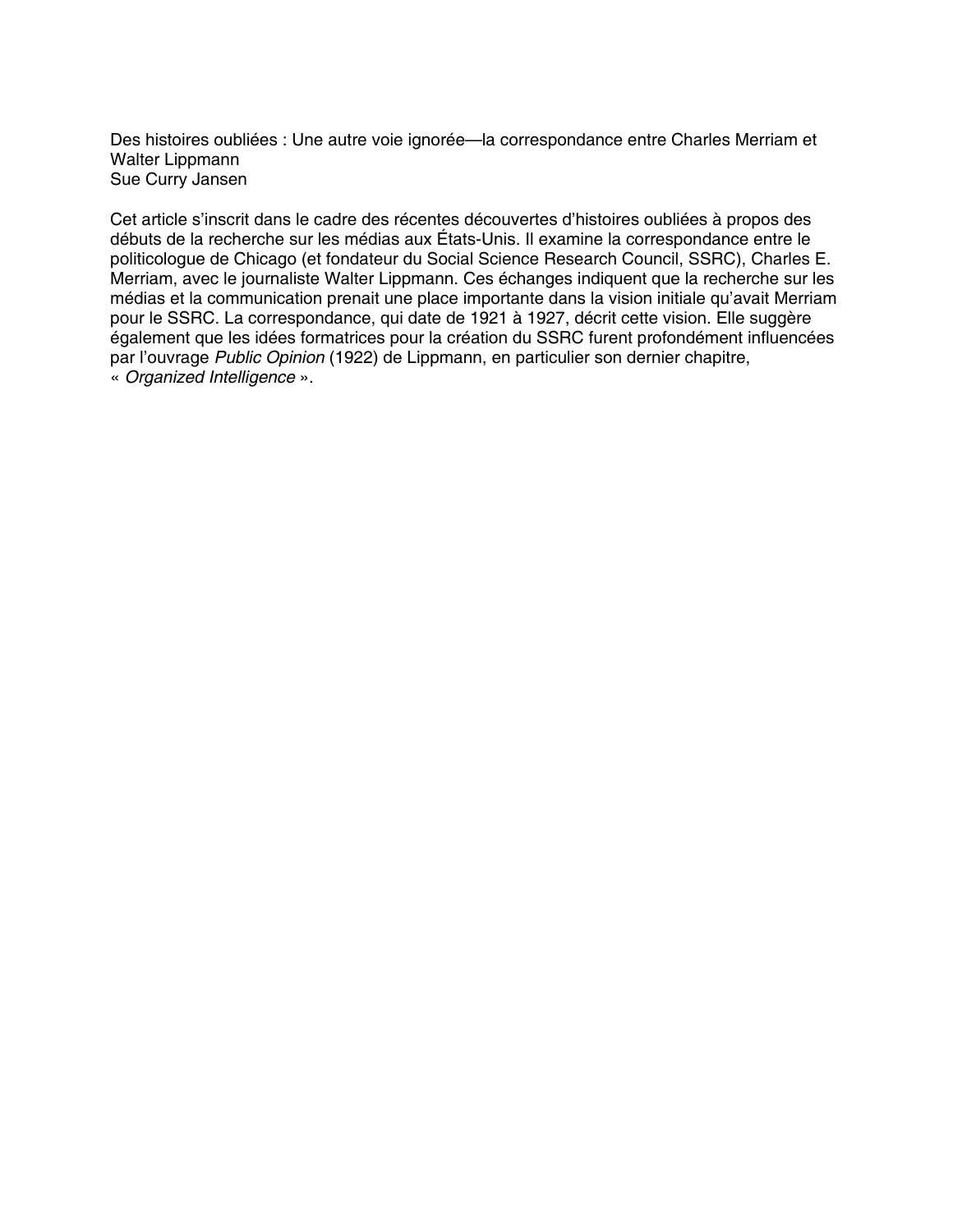Des histoires oubliées : Une autre voie ignorée—la correspondance entre Charles Merriam et Walter Lippmann
Sue Curry Jansen

Cet article s'inscrit dans le cadre des récentes découvertes d'histoires oubliées à propos des débuts de la recherche sur les médias aux États-Unis. Il examine la correspondance entre le politicologue de Chicago (et fondateur du Social Science Research Council, SSRC), Charles E. Merriam, avec le journaliste Walter Lippmann. Ces échanges indiquent que la recherche sur les médias et la communication prenait une place importante dans la vision initiale qu'avait Merriam pour le SSRC. La correspondance, qui date de 1921 à 1927, décrit cette vision. Elle suggère également que les idées formatrices pour la création du SSRC furent profondément influencées par l'ouvrage *Public Opinion* (1922) de Lippmann, en particulier son dernier chapitre, « *Organized Intelligence* ».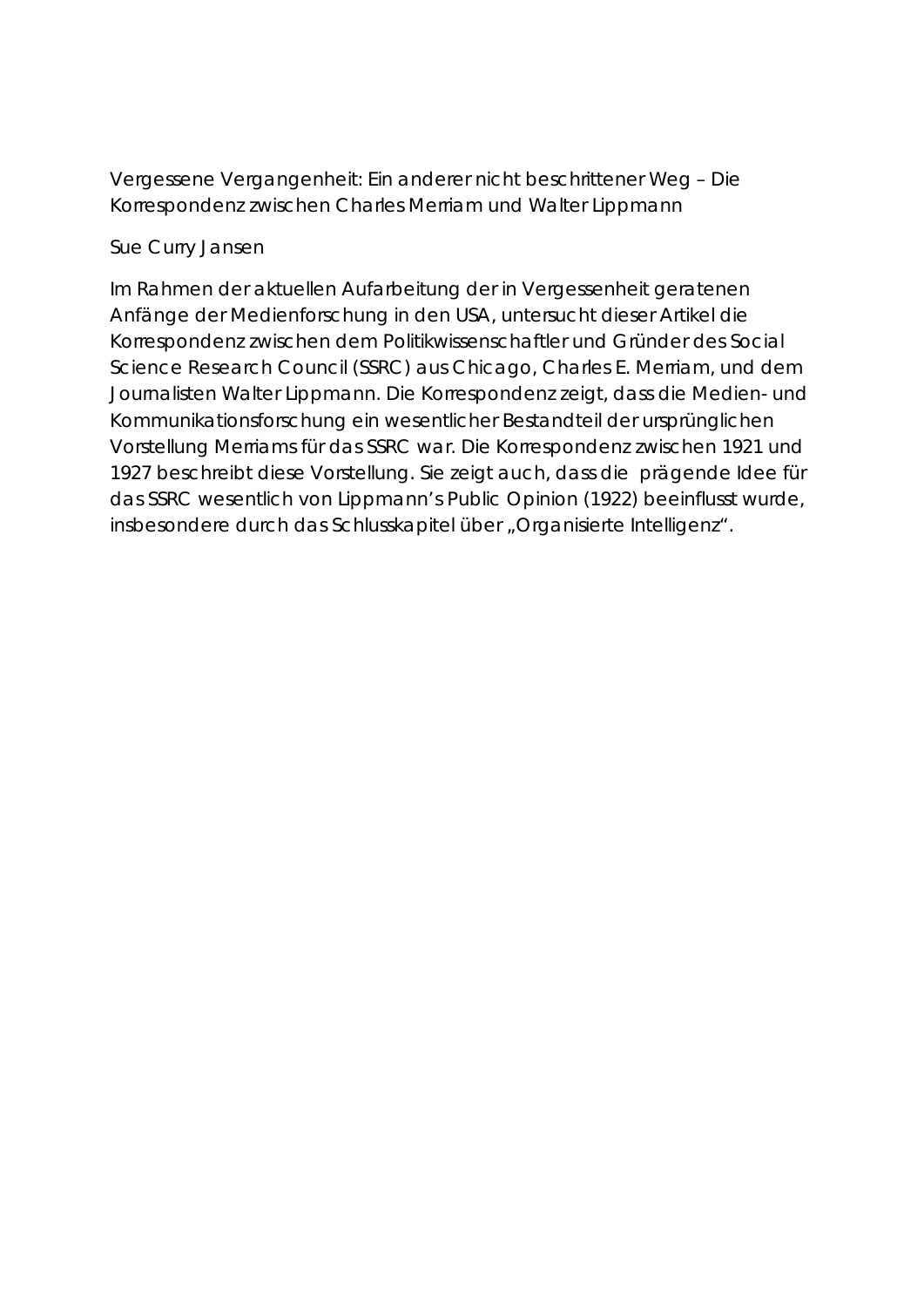Vergessene Vergangenheit: Ein anderer nicht beschrittener Weg – Die Korrespondenz zwischen Charles Merriam und Walter Lippmann

Sue Curry Jansen

Im Rahmen der aktuellen Aufarbeitung der in Vergessenheit geratenen Anfänge der Medienforschung in den USA, untersucht dieser Artikel die Korrespondenz zwischen dem Politikwissenschaftler und Gründer des Social Science Research Council (SSRC) aus Chicago, Charles E. Merriam, und dem Journalisten Walter Lippmann. Die Korrespondenz zeigt, dass die Medien- und Kommunikationsforschung ein wesentlicher Bestandteil der ursprünglichen Vorstellung Merriams für das SSRC war. Die Korrespondenz zwischen 1921 und 1927 beschreibt diese Vorstellung. Sie zeigt auch, dass die prägende Idee für das SSRC wesentlich von Lippmann's Public Opinion (1922) beeinflusst wurde, insbesondere durch das Schlusskapitel über „Organisierte Intelligenz".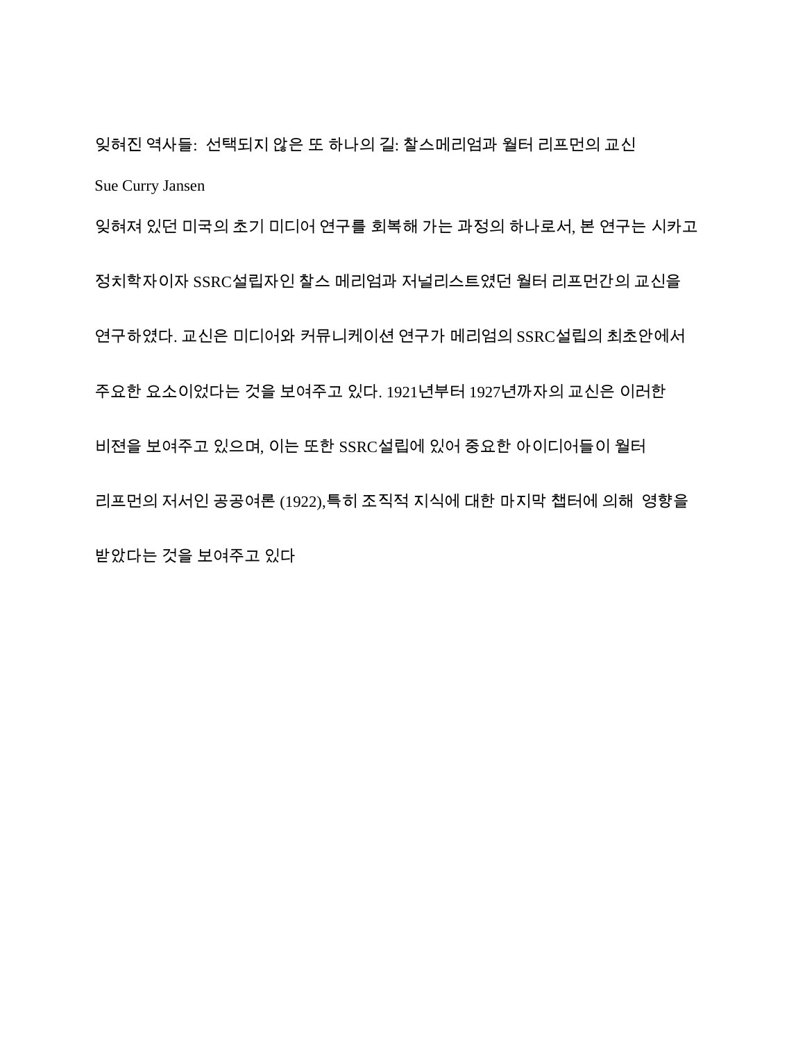잊혀진 역사들:  선택되지 않은 또 하나의 길: 찰스메리엄과 월터 리프먼의 교신

Sue Curry Jansen

잊혀져 있던 미국의 초기 미디어 연구를 회복해 가는 과정의 하나로서, 본 연구는 시카고 정치학자이자 SSRC설립자인 찰스 메리엄과 저널리스트였던 월터 리프먼간의 교신을 연구하였다. 교신은 미디어와 커뮤니케이션 연구가 메리엄의 SSRC설립의 최초안에서 주요한 요소이었다는 것을 보여주고 있다. 1921년부터 1927년까지의 교신은 이러한 비젼을 보여주고 있으며, 이는 또한 SSRC설립에 있어 중요한 아이디어들이 월터 리프먼의 저서인 공공여론 (1922),특히 조직적 지식에 대한 마지막 챕터에 의해  영향을 받았다는 것을 보여주고 있다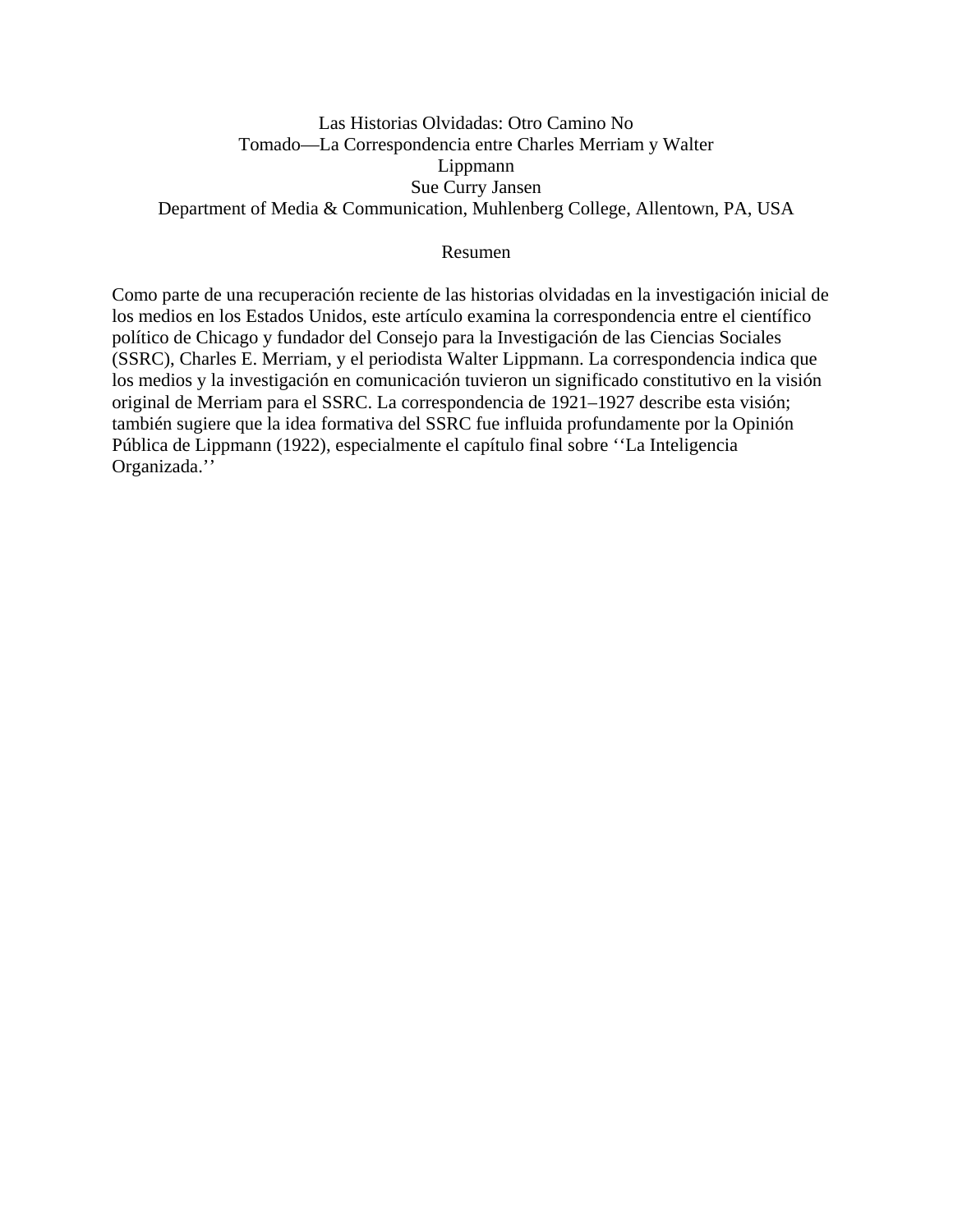# Las Historias Olvidadas: Otro Camino No Tomado—La Correspondencia entre Charles Merriam y Walter Lippmann

Sue Curry Jansen

Department of Media & Communication, Muhlenberg College, Allentown, PA, USA

## Resumen

Como parte de una recuperación reciente de las historias olvidadas en la investigación inicial de los medios en los Estados Unidos, este artículo examina la correspondencia entre el científico político de Chicago y fundador del Consejo para la Investigación de las Ciencias Sociales (SSRC), Charles E. Merriam, y el periodista Walter Lippmann. La correspondencia indica que los medios y la investigación en comunicación tuvieron un significado constitutivo en la visión original de Merriam para el SSRC. La correspondencia de 1921–1927 describe esta visión; también sugiere que la idea formativa del SSRC fue influida profundamente por la Opinión Pública de Lippmann (1922), especialmente el capítulo final sobre ‘‘La Inteligencia Organizada.’’